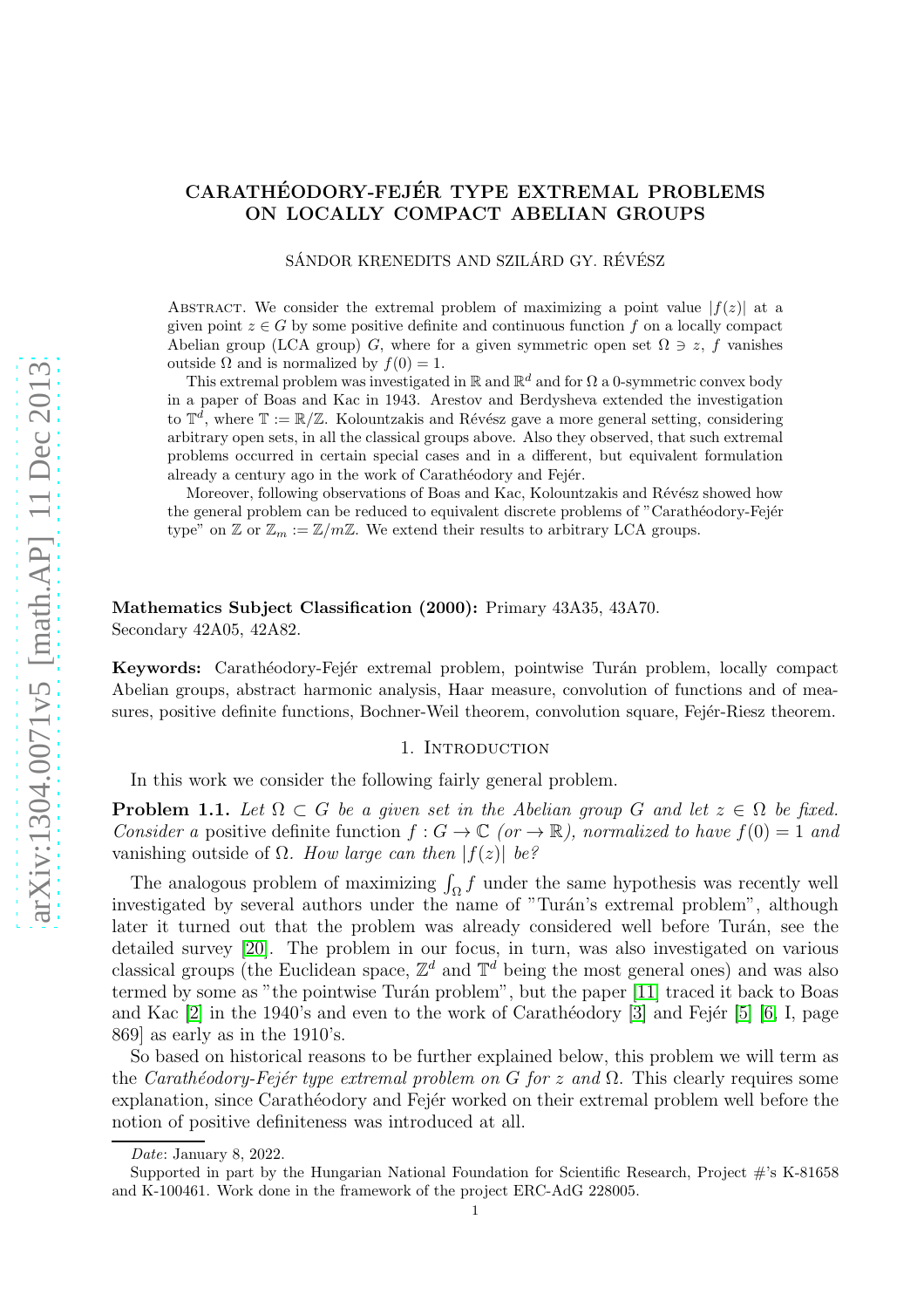# CARATHÉODORY-FEJÉR TYPE EXTREMAL PROBLEMS ON LOCALLY COMPACT ABELIAN GROUPS

SÁNDOR KRENEDITS AND SZILÁRD GY. RÉVÉSZ

Abstract. We consider the extremal problem of maximizing a point value $|f(z)|$ at a given point $z \in G$ by some positive definite and continuous function $f$ on a locally compact Abelian group (LCA group) $G$, where for a given symmetric open set $\Omega \ni z$, $f$ vanishes outside $\Omega$ and is normalized by $f(0) = 1$.

This extremal problem was investigated in $\mathbb{R}$ and $\mathbb{R}^d$ and for $\Omega$ a 0-symmetric convex body in a paper of Boas and Kac in 1943. Arestov and Berdysheva extended the investigation to $\mathbb{T}^d$, where $\mathbb{T} := \mathbb{R}/\mathbb{Z}$. Kolountzakis and Révész gave a more general setting, considering arbitrary open sets, in all the classical groups above. Also they observed, that such extremal problems occurred in certain special cases and in a different, but equivalent formulation already a century ago in the work of Carathéodory and Fejér.

Moreover, following observations of Boas and Kac, Kolountzakis and Révész showed how the general problem can be reduced to equivalent discrete problems of "Carathéodory-Fejér type" on $\mathbb{Z}$ or $\mathbb{Z}_m := \mathbb{Z}/m\mathbb{Z}$. We extend their results to arbitrary LCA groups.

**Mathematics Subject Classification (2000):** Primary 43A35, 43A70. Secondary 42A05, 42A82.

**Keywords:** Carathéodory-Fejér extremal problem, pointwise Turán problem, locally compact Abelian groups, abstract harmonic analysis, Haar measure, convolution of functions and of measures, positive definite functions, Bochner-Weil theorem, convolution square, Fejér-Riesz theorem.

## 1. Introduction

In this work we consider the following fairly general problem.

**Problem 1.1.** *Let $\Omega \subset G$ be a given set in the Abelian group $G$ and let $z \in \Omega$ be fixed. Consider a* positive definite function $f : G \to \mathbb{C}$ *(or $\to \mathbb{R}$), normalized to have $f(0) = 1$ and* vanishing outside of $\Omega$. *How large can then $|f(z)|$ be?*

The analogous problem of maximizing $\int_\Omega f$ under the same hypothesis was recently well investigated by several authors under the name of "Turán's extremal problem", although later it turned out that the problem was already considered well before Turán, see the detailed survey [20]. The problem in our focus, in turn, was also investigated on various classical groups (the Euclidean space, $\mathbb{Z}^d$ and $\mathbb{T}^d$ being the most general ones) and was also termed by some as "the pointwise Turán problem", but the paper [11] traced it back to Boas and Kac [2] in the 1940's and even to the work of Carathéodory [3] and Fejér [5] [6, I, page 869] as early as in the 1910's.

So based on historical reasons to be further explained below, this problem we will term as the *Carathéodory-Fejér type extremal problem on G for z and* $\Omega$. This clearly requires some explanation, since Carathéodory and Fejér worked on their extremal problem well before the notion of positive definiteness was introduced at all.

*Date*: January 8, 2022.

Supported in part by the Hungarian National Foundation for Scientific Research, Project #'s K-81658 and K-100461. Work done in the framework of the project ERC-AdG 228005.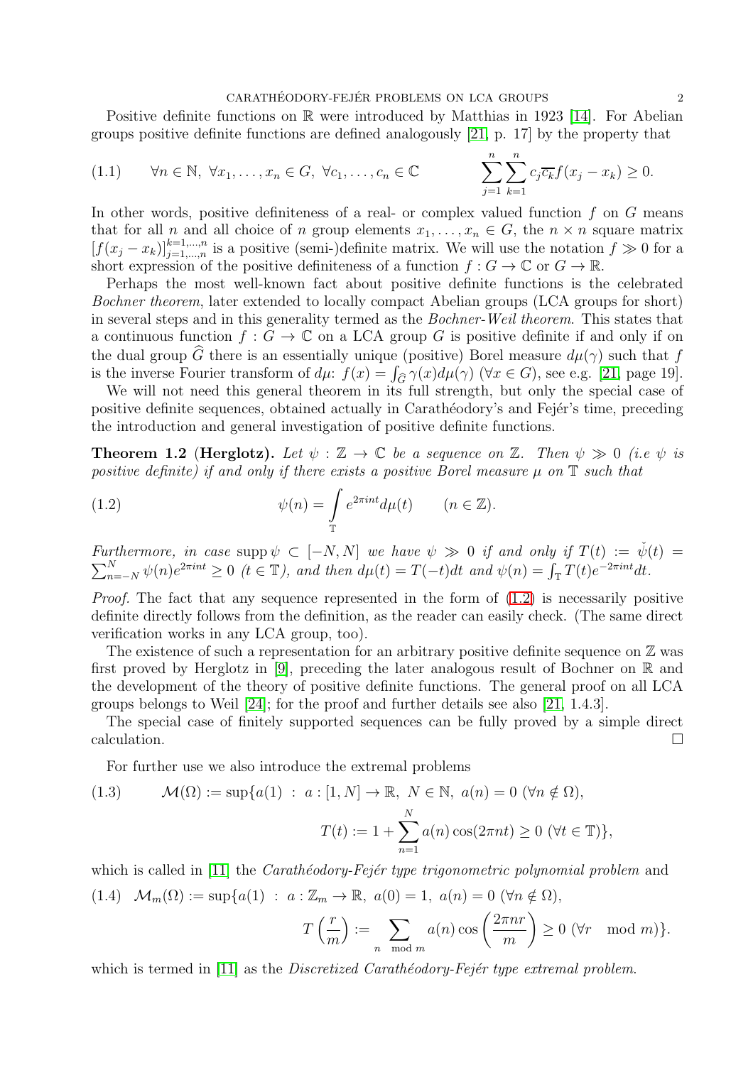Positive definite functions on $\mathbb{R}$ were introduced by Matthias in 1923 [14]. For Abelian groups positive definite functions are defined analogously [21, p. 17] by the property that

$$\forall n \in \mathbb{N},\ \forall x_1, \dots, x_n \in G,\ \forall c_1, \dots, c_n \in \mathbb{C} \qquad \sum_{j=1}^{n} \sum_{k=1}^{n} c_j \overline{c_k} f(x_j - x_k) \geq 0. \tag{1.1}$$

In other words, positive definiteness of a real- or complex valued function $f$ on $G$ means that for all $n$ and all choice of $n$ group elements $x_1, \dots, x_n \in G$, the $n \times n$ square matrix $[f(x_j - x_k)]_{j=1,\dots,n}^{k=1,\dots,n}$ is a positive (semi-)definite matrix. We will use the notation $f \gg 0$ for a short expression of the positive definiteness of a function $f : G \to \mathbb{C}$ or $G \to \mathbb{R}$.

Perhaps the most well-known fact about positive definite functions is the celebrated *Bochner theorem*, later extended to locally compact Abelian groups (LCA groups for short) in several steps and in this generality termed as the *Bochner-Weil theorem*. This states that a continuous function $f : G \to \mathbb{C}$ on a LCA group $G$ is positive definite if and only if on the dual group $\widehat{G}$ there is an essentially unique (positive) Borel measure $d\mu(\gamma)$ such that $f$ is the inverse Fourier transform of $d\mu$: $f(x) = \int_{\widehat{G}} \gamma(x) d\mu(\gamma)$ $(\forall x \in G)$, see e.g. [21, page 19].

We will not need this general theorem in its full strength, but only the special case of positive definite sequences, obtained actually in Carathéodory's and Fejér's time, preceding the introduction and general investigation of positive definite functions.

**Theorem 1.2 (Herglotz).** *Let $\psi : \mathbb{Z} \to \mathbb{C}$ be a sequence on $\mathbb{Z}$. Then $\psi \gg 0$ (i.e $\psi$ is positive definite) if and only if there exists a positive Borel measure $\mu$ on $\mathbb{T}$ such that*

$$\psi(n) = \int_{\mathbb{T}} e^{2\pi i n t} d\mu(t) \qquad (n \in \mathbb{Z}). \tag{1.2}$$

*Furthermore, in case $\operatorname{supp} \psi \subset [-N, N]$ we have $\psi \gg 0$ if and only if $T(t) := \check{\psi}(t) = \sum_{n=-N}^{N} \psi(n) e^{2\pi i n t} \geq 0$ $(t \in \mathbb{T})$, and then $d\mu(t) = T(-t)dt$ and $\psi(n) = \int_{\mathbb{T}} T(t) e^{-2\pi i n t} dt$.*

*Proof.* The fact that any sequence represented in the form of (1.2) is necessarily positive definite directly follows from the definition, as the reader can easily check. (The same direct verification works in any LCA group, too).

The existence of such a representation for an arbitrary positive definite sequence on $\mathbb{Z}$ was first proved by Herglotz in [9], preceding the later analogous result of Bochner on $\mathbb{R}$ and the development of the theory of positive definite functions. The general proof on all LCA groups belongs to Weil [24]; for the proof and further details see also [21, 1.4.3].

The special case of finitely supported sequences can be fully proved by a simple direct calculation. $\square$

For further use we also introduce the extremal problems

$$\mathcal{M}(\Omega) := \sup\{a(1) \ : \ a : [1, N] \to \mathbb{R},\ N \in \mathbb{N},\ a(n) = 0\ (\forall n \notin \Omega),$$
$$T(t) := 1 + \sum_{n=1}^{N} a(n) \cos(2\pi n t) \geq 0\ (\forall t \in \mathbb{T})\}, \tag{1.3}$$

which is called in [11] the *Carathéodory-Fejér type trigonometric polynomial problem* and

$$\mathcal{M}_m(\Omega) := \sup\{a(1) \ : \ a : \mathbb{Z}_m \to \mathbb{R},\ a(0) = 1,\ a(n) = 0\ (\forall n \notin \Omega),$$
$$T\left(\frac{r}{m}\right) := \sum_{n \mod m} a(n) \cos\left(\frac{2\pi n r}{m}\right) \geq 0\ (\forall r \mod m)\}. \tag{1.4}$$

which is termed in [11] as the *Discretized Carathéodory-Fejér type extremal problem*.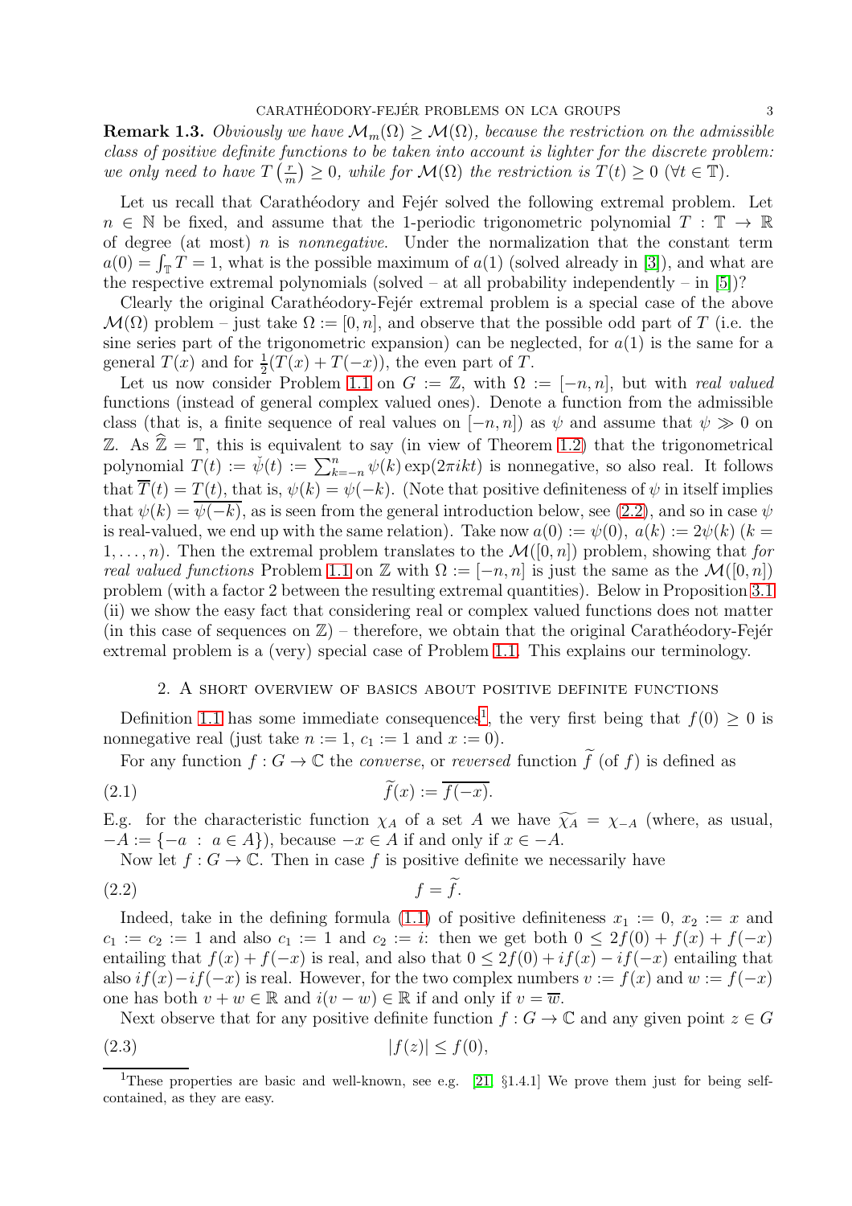**Remark 1.3.** *Obviously we have $\mathcal{M}_m(\Omega) \geq \mathcal{M}(\Omega)$, because the restriction on the admissible class of positive definite functions to be taken into account is lighter for the discrete problem: we only need to have $T\left(\frac{r}{m}\right) \geq 0$, while for $\mathcal{M}(\Omega)$ the restriction is $T(t) \geq 0$ $(\forall t \in \mathbb{T})$.*

Let us recall that Carathéodory and Fejér solved the following extremal problem. Let $n \in \mathbb{N}$ be fixed, and assume that the 1-periodic trigonometric polynomial $T : \mathbb{T} \to \mathbb{R}$ of degree (at most) $n$ is *nonnegative*. Under the normalization that the constant term $a(0) = \int_{\mathbb{T}} T = 1$, what is the possible maximum of $a(1)$ (solved already in [3]), and what are the respective extremal polynomials (solved – at all probability independently – in [5])?

Clearly the original Carathéodory-Fejér extremal problem is a special case of the above $\mathcal{M}(\Omega)$ problem – just take $\Omega := [0, n]$, and observe that the possible odd part of $T$ (i.e. the sine series part of the trigonometric expansion) can be neglected, for $a(1)$ is the same for a general $T(x)$ and for $\frac{1}{2}(T(x) + T(-x))$, the even part of $T$.

Let us now consider Problem 1.1 on $G := \mathbb{Z}$, with $\Omega := [-n, n]$, but with *real valued* functions (instead of general complex valued ones). Denote a function from the admissible class (that is, a finite sequence of real values on $[-n, n]$) as $\psi$ and assume that $\psi \gg 0$ on $\mathbb{Z}$. As $\widehat{\mathbb{Z}} = \mathbb{T}$, this is equivalent to say (in view of Theorem 1.2) that the trigonometrical polynomial $T(t) := \check{\psi}(t) := \sum_{k=-n}^{n} \psi(k) \exp(2\pi i k t)$ is nonnegative, so also real. It follows that $\overline{T}(t) = T(t)$, that is, $\psi(k) = \psi(-k)$. (Note that positive definiteness of $\psi$ in itself implies that $\psi(k) = \overline{\psi(-k)}$, as is seen from the general introduction below, see (2.2), and so in case $\psi$ is real-valued, we end up with the same relation). Take now $a(0) := \psi(0)$, $a(k) := 2\psi(k)$ $(k = 1, \ldots, n)$. Then the extremal problem translates to the $\mathcal{M}([0, n])$ problem, showing that *for real valued functions* Problem 1.1 on $\mathbb{Z}$ with $\Omega := [-n, n]$ is just the same as the $\mathcal{M}([0, n])$ problem (with a factor 2 between the resulting extremal quantities). Below in Proposition 3.1 (ii) we show the easy fact that considering real or complex valued functions does not matter (in this case of sequences on $\mathbb{Z}$) – therefore, we obtain that the original Carathéodory-Fejér extremal problem is a (very) special case of Problem 1.1. This explains our terminology.

## 2. A short overview of basics about positive definite functions

Definition 1.1 has some immediate consequences[1], the very first being that $f(0) \geq 0$ is nonnegative real (just take $n := 1$, $c_1 := 1$ and $x := 0$).

For any function $f : G \to \mathbb{C}$ the *converse*, or *reversed* function $\widetilde{f}$ (of $f$) is defined as

$$\widetilde{f}(x) := \overline{f(-x)}. \tag{2.1}$$

E.g. for the characteristic function $\chi_A$ of a set $A$ we have $\widetilde{\chi_A} = \chi_{-A}$ (where, as usual, $-A := \{-a \ : \ a \in A\}$), because $-x \in A$ if and only if $x \in -A$.

Now let $f : G \to \mathbb{C}$. Then in case $f$ is positive definite we necessarily have

$$f = \widetilde{f}. \tag{2.2}$$

Indeed, take in the defining formula (1.1) of positive definiteness $x_1 := 0$, $x_2 := x$ and $c_1 := c_2 := 1$ and also $c_1 := 1$ and $c_2 := i$: then we get both $0 \leq 2f(0) + f(x) + f(-x)$ entailing that $f(x) + f(-x)$ is real, and also that $0 \leq 2f(0) + if(x) - if(-x)$ entailing that also $if(x) - if(-x)$ is real. However, for the two complex numbers $v := f(x)$ and $w := f(-x)$ one has both $v + w \in \mathbb{R}$ and $i(v - w) \in \mathbb{R}$ if and only if $v = \overline{w}$.

Next observe that for any positive definite function $f : G \to \mathbb{C}$ and any given point $z \in G$

$$|f(z)| \leq f(0), \tag{2.3}$$

[1] These properties are basic and well-known, see e.g. [21, §1.4.1] We prove them just for being self-contained, as they are easy.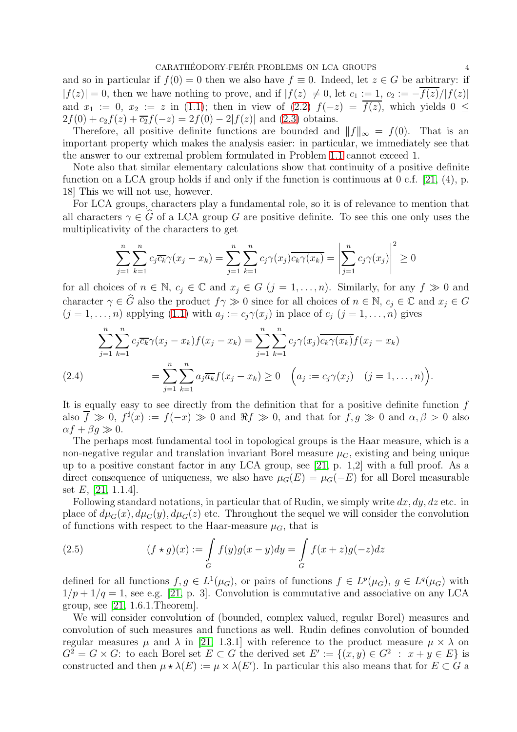and so in particular if $f(0) = 0$ then we also have $f \equiv 0$. Indeed, let $z \in G$ be arbitrary: if $|f(z)| = 0$, then we have nothing to prove, and if $|f(z)| \neq 0$, let $c_1 := 1$, $c_2 := -\overline{f(z)}/|f(z)|$ and $x_1 := 0$, $x_2 := z$ in (1.1); then in view of (2.2) $f(-z) = \overline{f(z)}$, which yields $0 \leq 2f(0) + c_2 f(z) + \overline{c_2} f(-z) = 2f(0) - 2|f(z)|$ and (2.3) obtains.

Therefore, all positive definite functions are bounded and $\|f\|_\infty = f(0)$. That is an important property which makes the analysis easier: in particular, we immediately see that the answer to our extremal problem formulated in Problem 1.1 cannot exceed 1.

Note also that similar elementary calculations show that continuity of a positive definite function on a LCA group holds if and only if the function is continuous at 0 c.f. [21, (4), p. 18] This we will not use, however.

For LCA groups, characters play a fundamental role, so it is of relevance to mention that all characters $\gamma \in \widehat{G}$ of a LCA group $G$ are positive definite. To see this one only uses the multiplicativity of the characters to get

$$\sum_{j=1}^{n}\sum_{k=1}^{n} c_j \overline{c_k} \gamma(x_j - x_k) = \sum_{j=1}^{n}\sum_{k=1}^{n} c_j \gamma(x_j) \overline{c_k \gamma(x_k)} = \left| \sum_{j=1}^{n} c_j \gamma(x_j) \right|^2 \geq 0$$

for all choices of $n \in \mathbb{N}$, $c_j \in \mathbb{C}$ and $x_j \in G$ $(j = 1, \ldots, n)$. Similarly, for any $f \gg 0$ and character $\gamma \in \widehat{G}$ also the product $f\gamma \gg 0$ since for all choices of $n \in \mathbb{N}$, $c_j \in \mathbb{C}$ and $x_j \in G$ $(j = 1, \ldots, n)$ applying (1.1) with $a_j := c_j \gamma(x_j)$ in place of $c_j$ $(j = 1, \ldots, n)$ gives

$$\begin{aligned}
\sum_{j=1}^{n}\sum_{k=1}^{n} c_j \overline{c_k} \gamma(x_j - x_k) f(x_j - x_k) &= \sum_{j=1}^{n}\sum_{k=1}^{n} c_j \gamma(x_j) \overline{c_k \gamma(x_k)} f(x_j - x_k) \\
&= \sum_{j=1}^{n}\sum_{k=1}^{n} a_j \overline{a_k} f(x_j - x_k) \geq 0 \quad \Big( a_j := c_j \gamma(x_j) \quad (j = 1, \ldots, n) \Big). \qquad (2.4)
\end{aligned}$$

It is equally easy to see directly from the definition that for a positive definite function $f$ also $\overline{f} \gg 0$, $f^\sharp(x) := f(-x) \gg 0$ and $\Re f \gg 0$, and that for $f, g \gg 0$ and $\alpha, \beta > 0$ also $\alpha f + \beta g \gg 0$.

The perhaps most fundamental tool in topological groups is the Haar measure, which is a non-negative regular and translation invariant Borel measure $\mu_G$, existing and being unique up to a positive constant factor in any LCA group, see [21, p. 1,2] with a full proof. As a direct consequence of uniqueness, we also have $\mu_G(E) = \mu_G(-E)$ for all Borel measurable set $E$, [21, 1.1.4].

Following standard notations, in particular that of Rudin, we simply write $dx, dy, dz$ etc. in place of $d\mu_G(x), d\mu_G(y), d\mu_G(z)$ etc. Throughout the sequel we will consider the convolution of functions with respect to the Haar-measure $\mu_G$, that is

$$(f \star g)(x) := \int_G f(y) g(x - y) dy = \int_G f(x + z) g(-z) dz \qquad (2.5)$$

defined for all functions $f, g \in L^1(\mu_G)$, or pairs of functions $f \in L^p(\mu_G)$, $g \in L^q(\mu_G)$ with $1/p + 1/q = 1$, see e.g. [21, p. 3]. Convolution is commutative and associative on any LCA group, see [21, 1.6.1.Theorem].

We will consider convolution of (bounded, complex valued, regular Borel) measures and convolution of such measures and functions as well. Rudin defines convolution of bounded regular measures $\mu$ and $\lambda$ in [21, 1.3.1] with reference to the product measure $\mu \times \lambda$ on $G^2 = G \times G$: to each Borel set $E \subset G$ the derived set $E' := \{(x, y) \in G^2 \ : \ x + y \in E\}$ is constructed and then $\mu \star \lambda(E) := \mu \times \lambda(E')$. In particular this also means that for $E \subset G$ a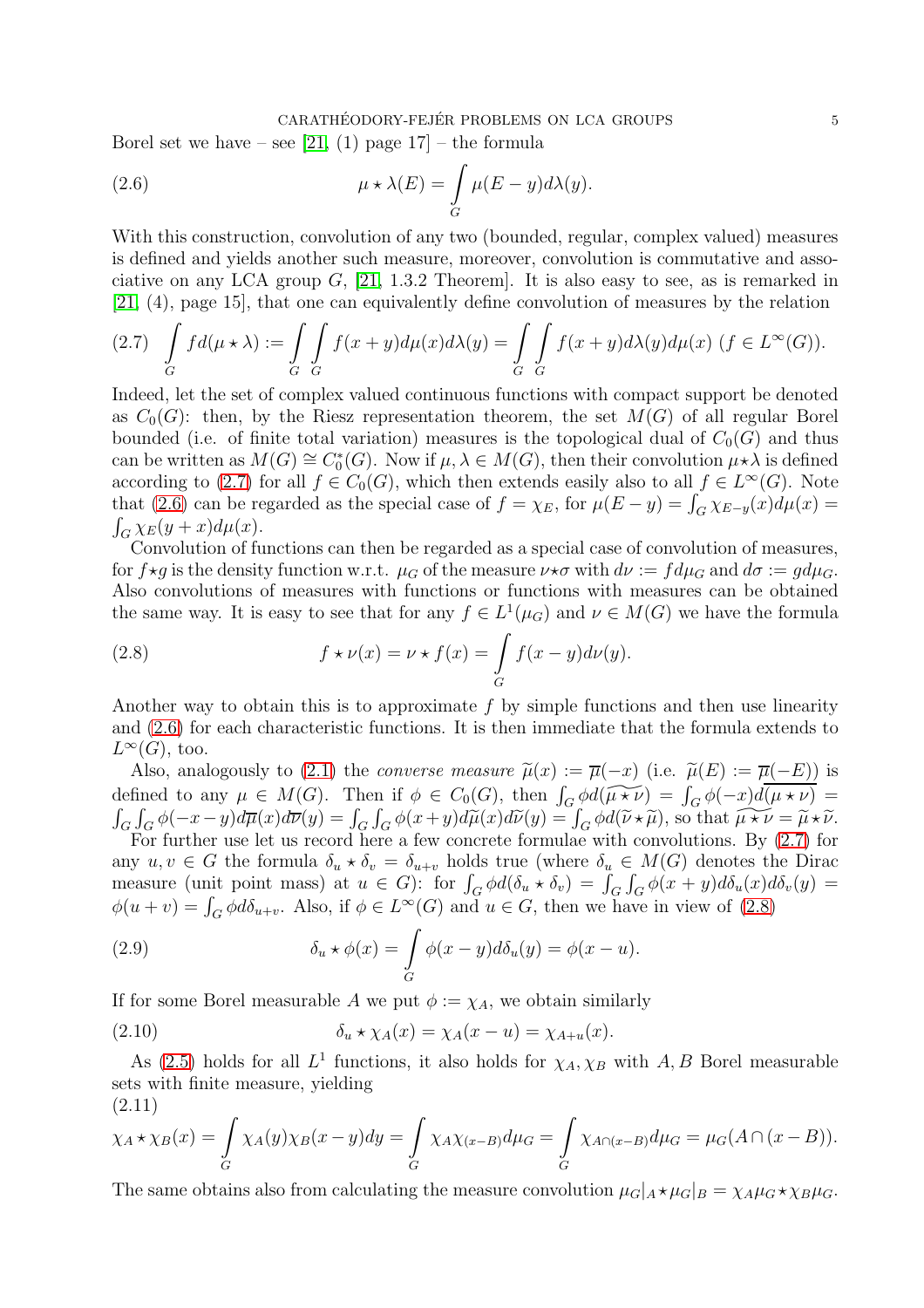Borel set we have – see [21, (1) page 17] – the formula

$$\mu \star \lambda(E) = \int_G \mu(E-y)d\lambda(y). \tag{2.6}$$

With this construction, convolution of any two (bounded, regular, complex valued) measures is defined and yields another such measure, moreover, convolution is commutative and associative on any LCA group $G$, [21, 1.3.2 Theorem]. It is also easy to see, as is remarked in [21, (4), page 15], that one can equivalently define convolution of measures by the relation

$$\int_G f d(\mu \star \lambda) := \int_G \int_G f(x+y)d\mu(x)d\lambda(y) = \int_G \int_G f(x+y)d\lambda(y)d\mu(x) \ (f \in L^\infty(G)). \tag{2.7}$$

Indeed, let the set of complex valued continuous functions with compact support be denoted as $C_0(G)$: then, by the Riesz representation theorem, the set $M(G)$ of all regular Borel bounded (i.e. of finite total variation) measures is the topological dual of $C_0(G)$ and thus can be written as $M(G) \cong C_0^*(G)$. Now if $\mu, \lambda \in M(G)$, then their convolution $\mu\star\lambda$ is defined according to (2.7) for all $f \in C_0(G)$, which then extends easily also to all $f \in L^\infty(G)$. Note that (2.6) can be regarded as the special case of $f = \chi_E$, for $\mu(E-y) = \int_G \chi_{E-y}(x)d\mu(x) = \int_G \chi_E(y+x)d\mu(x)$.

Convolution of functions can then be regarded as a special case of convolution of measures, for $f\star g$ is the density function w.r.t. $\mu_G$ of the measure $\nu\star\sigma$ with $d\nu := fd\mu_G$ and $d\sigma := gd\mu_G$. Also convolutions of measures with functions or functions with measures can be obtained the same way. It is easy to see that for any $f \in L^1(\mu_G)$ and $\nu \in M(G)$ we have the formula

$$f \star \nu(x) = \nu \star f(x) = \int_G f(x-y)d\nu(y). \tag{2.8}$$

Another way to obtain this is to approximate $f$ by simple functions and then use linearity and (2.6) for each characteristic functions. It is then immediate that the formula extends to $L^\infty(G)$, too.

Also, analogously to (2.1) the *converse measure* $\widetilde{\mu}(x) := \overline{\mu}(-x)$ (i.e. $\widetilde{\mu}(E) := \overline{\mu}(-E)$) is defined to any $\mu \in M(G)$. Then if $\phi \in C_0(G)$, then $\int_G \phi d(\widetilde{\mu \star \nu}) = \int_G \phi(-x)d\overline{(\mu \star \nu)} = \int_G\int_G \phi(-x-y)d\overline{\mu}(x)d\overline{\nu}(y) = \int_G\int_G \phi(x+y)d\widetilde{\mu}(x)d\widetilde{\nu}(y) = \int_G \phi d(\widetilde{\nu}\star\widetilde{\mu})$, so that $\widetilde{\mu \star \nu} = \widetilde{\mu}\star\widetilde{\nu}$.

For further use let us record here a few concrete formulae with convolutions. By (2.7) for any $u, v \in G$ the formula $\delta_u \star \delta_v = \delta_{u+v}$ holds true (where $\delta_u \in M(G)$ denotes the Dirac measure (unit point mass) at $u \in G$): for $\int_G \phi d(\delta_u \star \delta_v) = \int_G\int_G \phi(x+y)d\delta_u(x)d\delta_v(y) = \phi(u+v) = \int_G \phi d\delta_{u+v}$. Also, if $\phi \in L^\infty(G)$ and $u \in G$, then we have in view of (2.8)

$$\delta_u \star \phi(x) = \int_G \phi(x-y)d\delta_u(y) = \phi(x-u). \tag{2.9}$$

If for some Borel measurable $A$ we put $\phi := \chi_A$, we obtain similarly

$$\delta_u \star \chi_A(x) = \chi_A(x-u) = \chi_{A+u}(x). \tag{2.10}$$

As (2.5) holds for all $L^1$ functions, it also holds for $\chi_A, \chi_B$ with $A, B$ Borel measurable sets with finite measure, yielding

$$\chi_A \star \chi_B(x) = \int_G \chi_A(y)\chi_B(x-y)dy = \int_G \chi_A\chi_{(x-B)}d\mu_G = \int_G \chi_{A\cap(x-B)}d\mu_G = \mu_G(A\cap(x-B)). \tag{2.11}$$

The same obtains also from calculating the measure convolution $\mu_G|_A \star \mu_G|_B = \chi_A\mu_G \star \chi_B\mu_G$.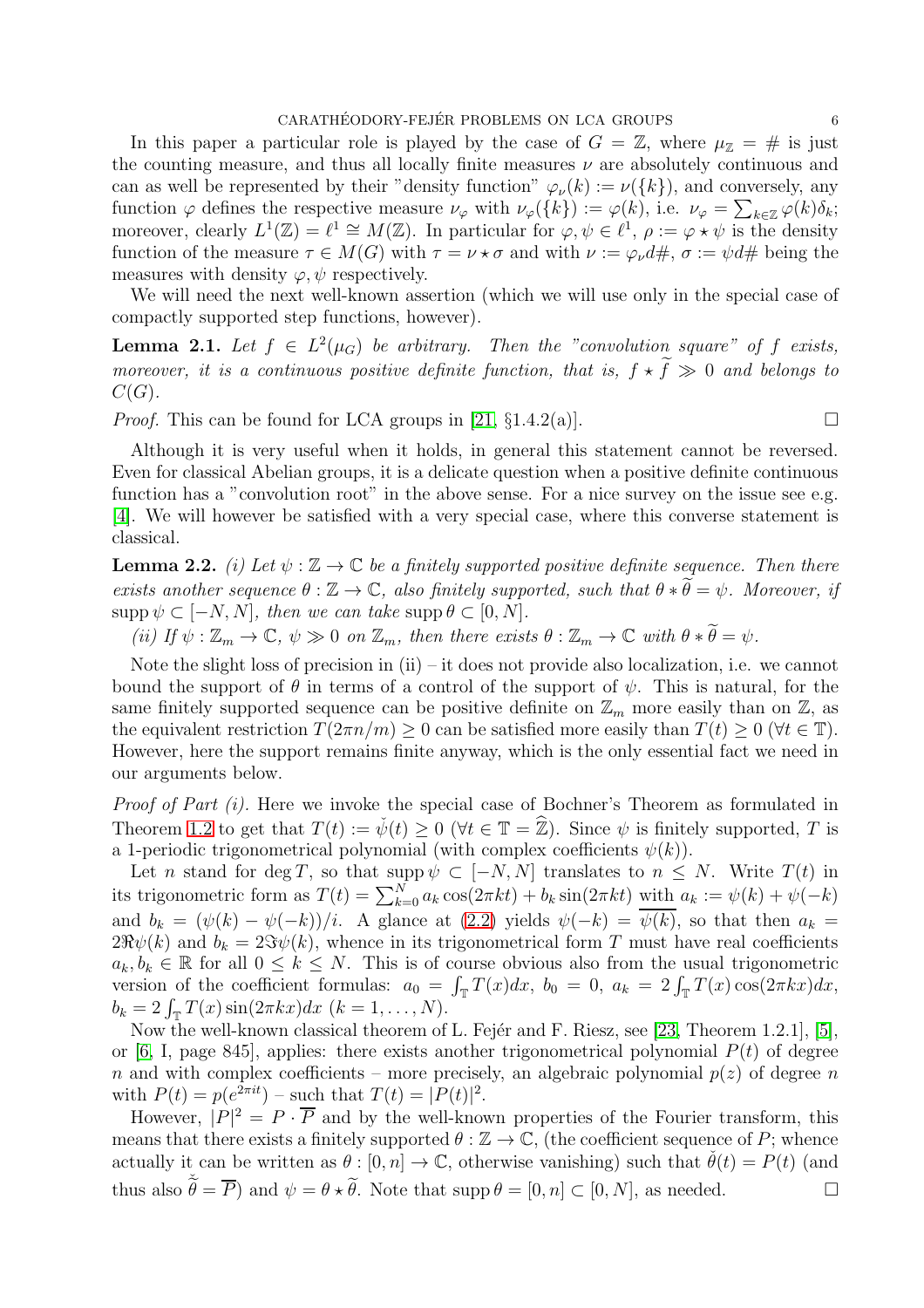In this paper a particular role is played by the case of $G = \mathbb{Z}$, where $\mu_{\mathbb{Z}} = \#$ is just the counting measure, and thus all locally finite measures $\nu$ are absolutely continuous and can as well be represented by their "density function" $\varphi_\nu(k) := \nu(\{k\})$, and conversely, any function $\varphi$ defines the respective measure $\nu_\varphi$ with $\nu_\varphi(\{k\}) := \varphi(k)$, i.e. $\nu_\varphi = \sum_{k\in\mathbb{Z}} \varphi(k)\delta_k$; moreover, clearly $L^1(\mathbb{Z}) = \ell^1 \cong M(\mathbb{Z})$. In particular for $\varphi, \psi \in \ell^1$, $\rho := \varphi \star \psi$ is the density function of the measure $\tau \in M(G)$ with $\tau = \nu \star \sigma$ and with $\nu := \varphi_\nu d\#$, $\sigma := \psi d\#$ being the measures with density $\varphi, \psi$ respectively.

We will need the next well-known assertion (which we will use only in the special case of compactly supported step functions, however).

**Lemma 2.1.** *Let $f \in L^2(\mu_G)$ be arbitrary. Then the "convolution square" of $f$ exists, moreover, it is a continuous positive definite function, that is, $f \star \widetilde{f} \gg 0$ and belongs to $C(G)$.*

*Proof.* This can be found for LCA groups in [21, §1.4.2(a)]. □

Although it is very useful when it holds, in general this statement cannot be reversed. Even for classical Abelian groups, it is a delicate question when a positive definite continuous function has a "convolution root" in the above sense. For a nice survey on the issue see e.g. [4]. We will however be satisfied with a very special case, where this converse statement is classical.

**Lemma 2.2.** *(i) Let $\psi : \mathbb{Z} \to \mathbb{C}$ be a finitely supported positive definite sequence. Then there exists another sequence $\theta : \mathbb{Z} \to \mathbb{C}$, also finitely supported, such that $\theta * \widetilde{\theta} = \psi$. Moreover, if $\operatorname{supp} \psi \subset [-N, N]$, then we can take $\operatorname{supp} \theta \subset [0, N]$.*

*(ii) If $\psi : \mathbb{Z}_m \to \mathbb{C}$, $\psi \gg 0$ on $\mathbb{Z}_m$, then there exists $\theta : \mathbb{Z}_m \to \mathbb{C}$ with $\theta * \widetilde{\theta} = \psi$.*

Note the slight loss of precision in (ii) – it does not provide also localization, i.e. we cannot bound the support of $\theta$ in terms of a control of the support of $\psi$. This is natural, for the same finitely supported sequence can be positive definite on $\mathbb{Z}_m$ more easily than on $\mathbb{Z}$, as the equivalent restriction $T(2\pi n/m) \geq 0$ can be satisfied more easily than $T(t) \geq 0$ ($\forall t \in \mathbb{T}$). However, here the support remains finite anyway, which is the only essential fact we need in our arguments below.

*Proof of Part (i).* Here we invoke the special case of Bochner's Theorem as formulated in Theorem 1.2 to get that $T(t) := \check{\psi}(t) \geq 0$ ($\forall t \in \mathbb{T} = \widehat{\mathbb{Z}}$). Since $\psi$ is finitely supported, $T$ is a 1-periodic trigonometrical polynomial (with complex coefficients $\psi(k)$).

Let $n$ stand for $\deg T$, so that $\operatorname{supp} \psi \subset [-N, N]$ translates to $n \leq N$. Write $T(t)$ in its trigonometric form as $T(t) = \sum_{k=0}^{N} a_k \cos(2\pi kt) + b_k \sin(2\pi kt)$ with $a_k := \psi(k) + \psi(-k)$ and $b_k = (\psi(k) - \psi(-k))/i$. A glance at (2.2) yields $\psi(-k) = \overline{\psi(k)}$, so that then $a_k = 2\Re\psi(k)$ and $b_k = 2\Im\psi(k)$, whence in its trigonometrical form $T$ must have real coefficients $a_k, b_k \in \mathbb{R}$ for all $0 \leq k \leq N$. This is of course obvious also from the usual trigonometric version of the coefficient formulas: $a_0 = \int_{\mathbb{T}} T(x)dx$, $b_0 = 0$, $a_k = 2\int_{\mathbb{T}} T(x)\cos(2\pi kx)dx$, $b_k = 2\int_{\mathbb{T}} T(x)\sin(2\pi kx)dx$ $(k = 1, \ldots, N)$.

Now the well-known classical theorem of L. Fejér and F. Riesz, see [23, Theorem 1.2.1], [5], or [6, I, page 845], applies: there exists another trigonometrical polynomial $P(t)$ of degree $n$ and with complex coefficients – more precisely, an algebraic polynomial $p(z)$ of degree $n$ with $P(t) = p(e^{2\pi it})$ – such that $T(t) = |P(t)|^2$.

However, $|P|^2 = P \cdot \overline{P}$ and by the well-known properties of the Fourier transform, this means that there exists a finitely supported $\theta : \mathbb{Z} \to \mathbb{C}$, (the coefficient sequence of $P$; whence actually it can be written as $\theta : [0, n] \to \mathbb{C}$, otherwise vanishing) such that $\check{\theta}(t) = P(t)$ (and thus also $\check{\widetilde{\theta}} = \overline{P}$) and $\psi = \theta \star \widetilde{\theta}$. Note that $\operatorname{supp} \theta = [0, n] \subset [0, N]$, as needed. □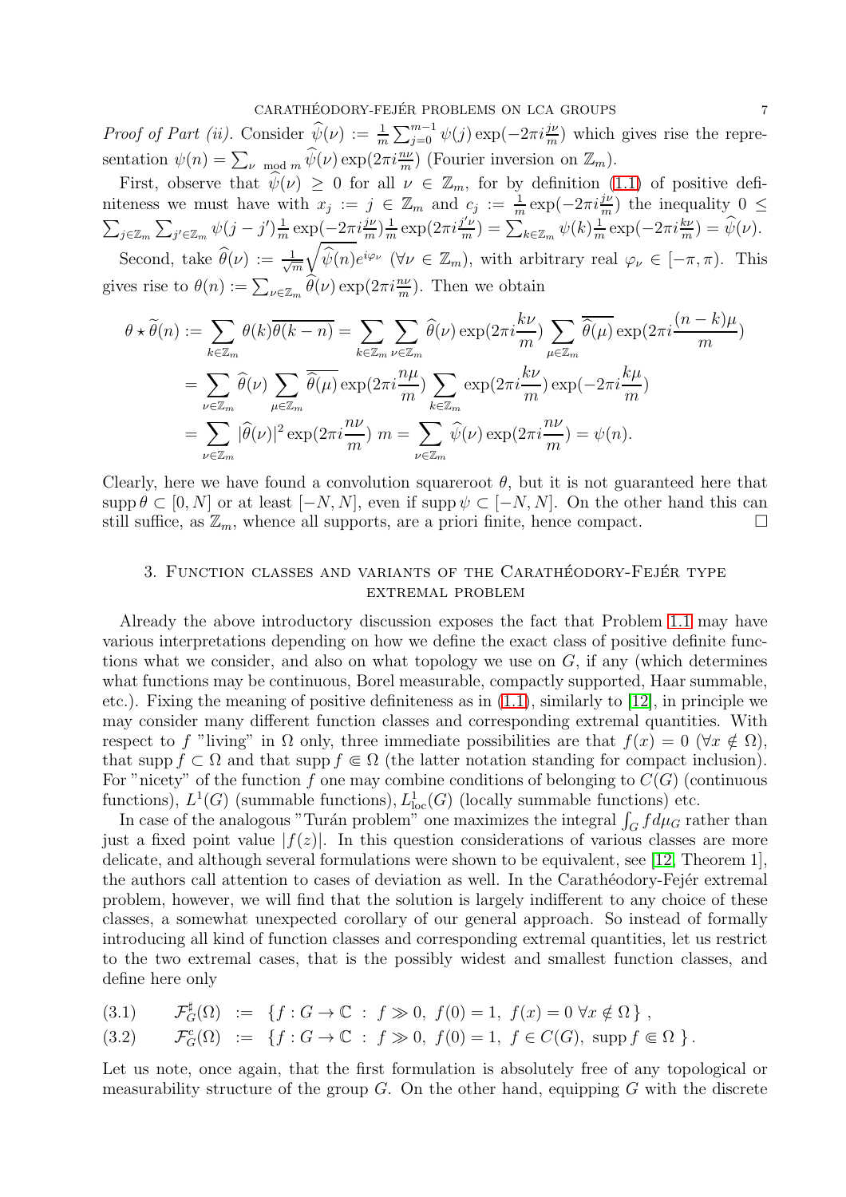*Proof of Part (ii).* Consider $\widehat{\psi}(\nu) := \frac{1}{m}\sum_{j=0}^{m-1}\psi(j)\exp(-2\pi i\frac{j\nu}{m})$ which gives rise the representation $\psi(n) = \sum_{\nu \mod m}\widehat{\psi}(\nu)\exp(2\pi i\frac{n\nu}{m})$ (Fourier inversion on $\mathbb{Z}_m$).

First, observe that $\widehat{\psi}(\nu) \geq 0$ for all $\nu \in \mathbb{Z}_m$, for by definition (1.1) of positive definiteness we must have with $x_j := j \in \mathbb{Z}_m$ and $c_j := \frac{1}{m}\exp(-2\pi i\frac{j\nu}{m})$ the inequality $0 \leq \sum_{j\in\mathbb{Z}_m}\sum_{j'\in\mathbb{Z}_m}\psi(j-j')\frac{1}{m}\exp(-2\pi i\frac{j\nu}{m})\frac{1}{m}\exp(2\pi i\frac{j'\nu}{m}) = \sum_{k\in\mathbb{Z}_m}\psi(k)\frac{1}{m}\exp(-2\pi i\frac{k\nu}{m}) = \widehat{\psi}(\nu)$.

Second, take $\widehat{\theta}(\nu) := \frac{1}{\sqrt{m}}\sqrt{\widehat{\psi}(n)}e^{i\varphi_\nu}$ ($\forall \nu \in \mathbb{Z}_m$), with arbitrary real $\varphi_\nu \in [-\pi, \pi)$. This gives rise to $\theta(n) := \sum_{\nu\in\mathbb{Z}_m}\widehat{\theta}(\nu)\exp(2\pi i\frac{n\nu}{m})$. Then we obtain

$$
\begin{aligned}
\theta \star \widetilde{\theta}(n) &:= \sum_{k\in\mathbb{Z}_m}\theta(k)\overline{\theta(k-n)} = \sum_{k\in\mathbb{Z}_m}\sum_{\nu\in\mathbb{Z}_m}\widehat{\theta}(\nu)\exp(2\pi i\frac{k\nu}{m})\sum_{\mu\in\mathbb{Z}_m}\overline{\widehat{\theta}(\mu)}\exp(2\pi i\frac{(n-k)\mu}{m}) \\
&= \sum_{\nu\in\mathbb{Z}_m}\widehat{\theta}(\nu)\sum_{\mu\in\mathbb{Z}_m}\overline{\widehat{\theta}(\mu)}\exp(2\pi i\frac{n\mu}{m})\sum_{k\in\mathbb{Z}_m}\exp(2\pi i\frac{k\nu}{m})\exp(-2\pi i\frac{k\mu}{m}) \\
&= \sum_{\nu\in\mathbb{Z}_m}|\widehat{\theta}(\nu)|^2\exp(2\pi i\frac{n\nu}{m})\ m = \sum_{\nu\in\mathbb{Z}_m}\widehat{\psi}(\nu)\exp(2\pi i\frac{n\nu}{m}) = \psi(n).
\end{aligned}
$$

Clearly, here we have found a convolution squareroot $\theta$, but it is not guaranteed here that $\operatorname{supp}\theta \subset [0, N]$ or at least $[-N, N]$, even if $\operatorname{supp}\psi \subset [-N, N]$. On the other hand this can still suffice, as $\mathbb{Z}_m$, whence all supports, are a priori finite, hence compact. □

## 3. Function classes and variants of the Carathéodory-Fejér type extremal problem

Already the above introductory discussion exposes the fact that Problem 1.1 may have various interpretations depending on how we define the exact class of positive definite functions what we consider, and also on what topology we use on $G$, if any (which determines what functions may be continuous, Borel measurable, compactly supported, Haar summable, etc.). Fixing the meaning of positive definiteness as in (1.1), similarly to [12], in principle we may consider many different function classes and corresponding extremal quantities. With respect to $f$ "living" in $\Omega$ only, three immediate possibilities are that $f(x) = 0$ ($\forall x \notin \Omega$), that $\operatorname{supp} f \subset \Omega$ and that $\operatorname{supp} f \Subset \Omega$ (the latter notation standing for compact inclusion). For "nicety" of the function $f$ one may combine conditions of belonging to $C(G)$ (continuous functions), $L^1(G)$ (summable functions), $L^1_{\mathrm{loc}}(G)$ (locally summable functions) etc.

In case of the analogous "Turán problem" one maximizes the integral $\int_G f d\mu_G$ rather than just a fixed point value $|f(z)|$. In this question considerations of various classes are more delicate, and although several formulations were shown to be equivalent, see [12, Theorem 1], the authors call attention to cases of deviation as well. In the Carathéodory-Fejér extremal problem, however, we will find that the solution is largely indifferent to any choice of these classes, a somewhat unexpected corollary of our general approach. So instead of formally introducing all kind of function classes and corresponding extremal quantities, let us restrict to the two extremal cases, that is the possibly widest and smallest function classes, and define here only

$$
\mathcal{F}^\sharp_G(\Omega) \;:=\; \{f : G \to \mathbb{C} \;:\; f \gg 0,\ f(0) = 1,\ f(x) = 0\ \forall x \notin \Omega\}\,, \tag{3.1}
$$

$$
\mathcal{F}^c_G(\Omega) \;:=\; \{f : G \to \mathbb{C} \;:\; f \gg 0,\ f(0) = 1,\ f \in C(G),\ \operatorname{supp} f \Subset \Omega\}\,. \tag{3.2}
$$

Let us note, once again, that the first formulation is absolutely free of any topological or measurability structure of the group $G$. On the other hand, equipping $G$ with the discrete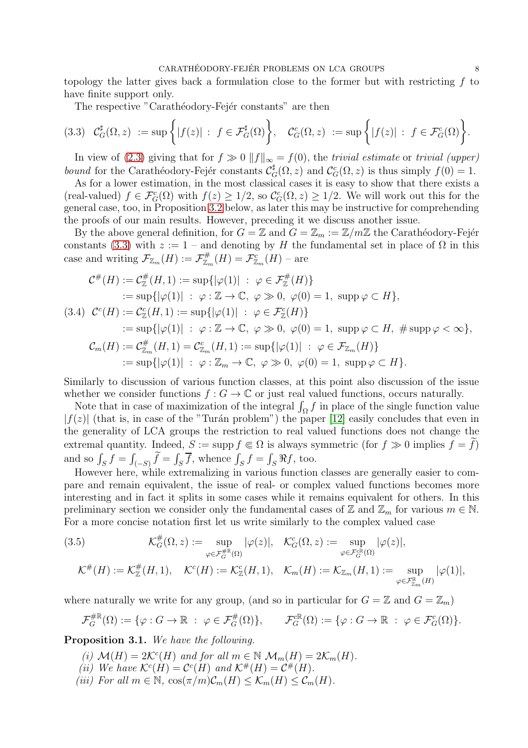topology the latter gives back a formulation close to the former but with restricting $f$ to have finite support only.

The respective "Carathéodory-Fejér constants" are then

$$(3.3)\quad \mathcal{C}^{\sharp}_G(\Omega,z) \ := \sup\left\{|f(z)| \ : \ f\in\mathcal{F}^{\sharp}_G(\Omega)\right\}, \quad \mathcal{C}^{c}_G(\Omega,z) \ := \sup\left\{|f(z)| \ : \ f\in\mathcal{F}^{c}_G(\Omega)\right\}.$$

In view of (2.3) giving that for $f\gg 0$ $\|f\|_\infty = f(0)$, the *trivial estimate* or *trivial (upper) bound* for the Carathéodory-Fejér constants $\mathcal{C}^{\sharp}_G(\Omega,z)$ and $\mathcal{C}^{c}_G(\Omega,z)$ is thus simply $f(0)=1$.

As for a lower estimation, in the most classical cases it is easy to show that there exists a (real-valued) $f\in\mathcal{F}^{c}_G(\Omega)$ with $f(z)\geq 1/2$, so $\mathcal{C}^{c}_G(\Omega,z)\geq 1/2$. We will work out this for the general case, too, in Proposition 3.2 below, as later this may be instructive for comprehending the proofs of our main results. However, preceding it we discuss another issue.

By the above general definition, for $G=\mathbb{Z}$ and $G=\mathbb{Z}_m := \mathbb{Z}/m\mathbb{Z}$ the Carathéodory-Fejér constants (3.3) with $z:=1$ – and denoting by $H$ the fundamental set in place of $\Omega$ in this case and writing $\mathcal{F}_{\mathbb{Z}_m}(H) := \mathcal{F}^{\#}_{\mathbb{Z}_m}(H) = \mathcal{F}^{c}_{\mathbb{Z}_m}(H)$ – are

$$(3.4)\quad \begin{aligned}
\mathcal{C}^{\#}(H) &:= \mathcal{C}^{\#}_{\mathbb{Z}}(H,1) := \sup\{|\varphi(1)| \ : \ \varphi\in\mathcal{F}^{\#}_{\mathbb{Z}}(H)\}\\
&:= \sup\{|\varphi(1)| \ : \ \varphi:\mathbb{Z}\to\mathbb{C}, \ \varphi\gg 0, \ \varphi(0)=1, \ \operatorname{supp}\varphi\subset H\},\\
\mathcal{C}^{c}(H) &:= \mathcal{C}^{c}_{\mathbb{Z}}(H,1) := \sup\{|\varphi(1)| \ : \ \varphi\in\mathcal{F}^{c}_{\mathbb{Z}}(H)\}\\
&:= \sup\{|\varphi(1)| \ : \ \varphi:\mathbb{Z}\to\mathbb{C}, \ \varphi\gg 0, \ \varphi(0)=1, \ \operatorname{supp}\varphi\subset H, \ \#\operatorname{supp}\varphi<\infty\},\\
\mathcal{C}_m(H) &:= \mathcal{C}^{\#}_{\mathbb{Z}_m}(H,1) = \mathcal{C}^{c}_{\mathbb{Z}_m}(H,1) := \sup\{|\varphi(1)| \ : \ \varphi\in\mathcal{F}_{\mathbb{Z}_m}(H)\}\\
&:= \sup\{|\varphi(1)| \ : \ \varphi:\mathbb{Z}_m\to\mathbb{C}, \ \varphi\gg 0, \ \varphi(0)=1, \ \operatorname{supp}\varphi\subset H\}.
\end{aligned}$$

Similarly to discussion of various function classes, at this point also discussion of the issue whether we consider functions $f:G\to\mathbb{C}$ or just real valued functions, occurs naturally.

Note that in case of maximization of the integral $\int_\Omega f$ in place of the single function value $|f(z)|$ (that is, in case of the "Turán problem") the paper [12] easily concludes that even in the generality of LCA groups the restriction to real valued functions does not change the extremal quantity. Indeed, $S:=\operatorname{supp} f\Subset\Omega$ is always symmetric (for $f\gg 0$ implies $f=\widetilde{f}$) and so $\int_S f = \int_{(-S)}\widetilde{f} = \int_S\overline{f}$, whence $\int_S f = \int_S \Re f$, too.

However here, while extremalizing in various function classes are generally easier to compare and remain equivalent, the issue of real- or complex valued functions becomes more interesting and in fact it splits in some cases while it remains equivalent for others. In this preliminary section we consider only the fundamental cases of $\mathbb{Z}$ and $\mathbb{Z}_m$ for various $m\in\mathbb{N}$. For a more concise notation first let us write similarly to the complex valued case

$$(3.5)\qquad \mathcal{K}^{\#}_G(\Omega,z) := \sup_{\varphi\in\mathcal{F}^{\#\mathbb{R}}_G(\Omega)}|\varphi(z)|, \quad \mathcal{K}^{c}_G(\Omega,z) := \sup_{\varphi\in\mathcal{F}^{c\mathbb{R}}_G(\Omega)}|\varphi(z)|,$$

$$\mathcal{K}^{\#}(H) := \mathcal{K}^{\#}_{\mathbb{Z}}(H,1), \quad \mathcal{K}^{c}(H) := \mathcal{K}^{c}_{\mathbb{Z}}(H,1), \quad \mathcal{K}_m(H) := \mathcal{K}_{\mathbb{Z}_m}(H,1) := \sup_{\varphi\in\mathcal{F}^{\mathbb{R}}_{\mathbb{Z}_m}(H)}|\varphi(1)|,$$

where naturally we write for any group, (and so in particular for $G=\mathbb{Z}$ and $G=\mathbb{Z}_m$)

$$\mathcal{F}^{\#\mathbb{R}}_G(\Omega) := \{\varphi:G\to\mathbb{R} \ : \ \varphi\in\mathcal{F}^{\#}_G(\Omega)\}, \qquad \mathcal{F}^{c\mathbb{R}}_G(\Omega) := \{\varphi:G\to\mathbb{R} \ : \ \varphi\in\mathcal{F}^{c}_G(\Omega)\}.$$

**Proposition 3.1.** *We have the following.*

*(i)* $\mathcal{M}(H) = 2\mathcal{K}^{c}(H)$ *and for all* $m\in\mathbb{N}$ $\mathcal{M}_m(H) = 2\mathcal{K}_m(H)$.

*(ii) We have* $\mathcal{K}^{c}(H) = \mathcal{C}^{c}(H)$ *and* $\mathcal{K}^{\#}(H) = \mathcal{C}^{\#}(H)$.

*(iii) For all* $m\in\mathbb{N}$, $\cos(\pi/m)\mathcal{C}_m(H)\leq\mathcal{K}_m(H)\leq\mathcal{C}_m(H)$.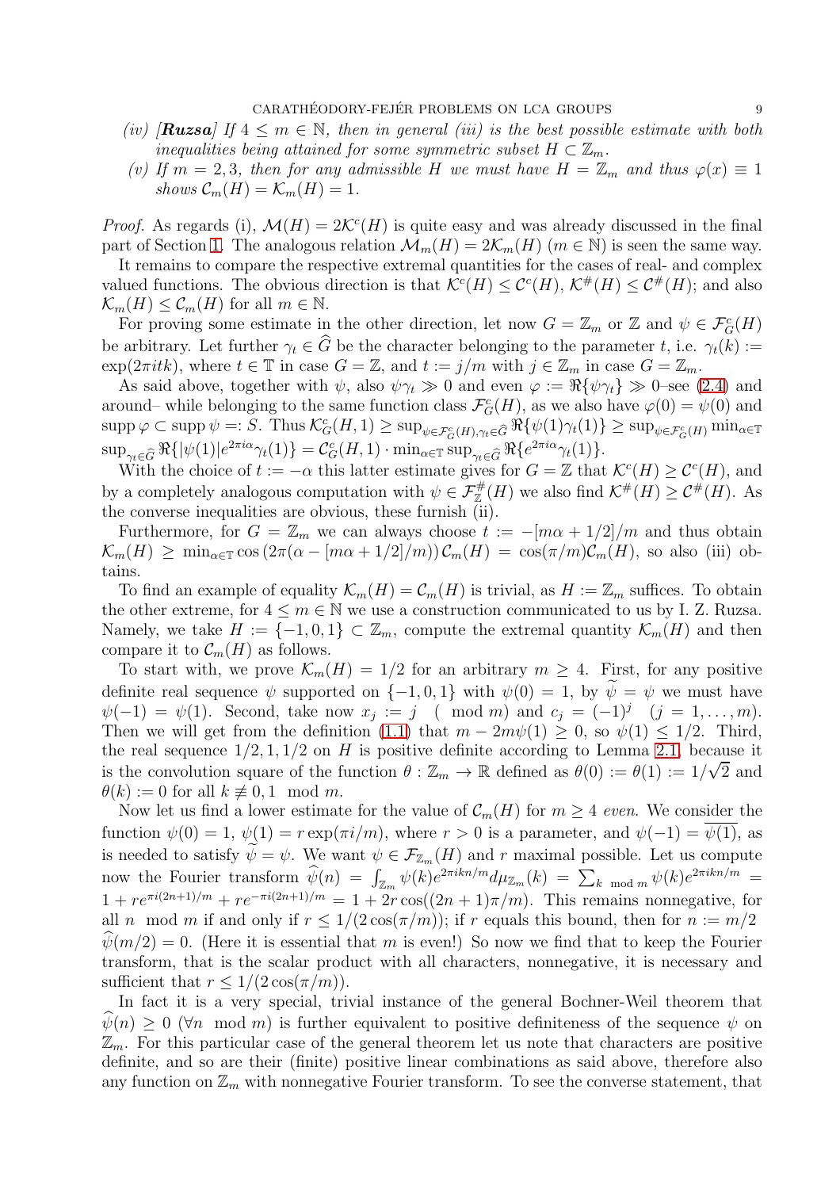(iv) [***Ruzsa***] *If $4 \le m \in \mathbb{N}$, then in general (iii) is the best possible estimate with both inequalities being attained for some symmetric subset $H \subset \mathbb{Z}_m$.*

(v) *If $m = 2, 3$, then for any admissible $H$ we must have $H = \mathbb{Z}_m$ and thus $\varphi(x) \equiv 1$ shows $\mathcal{C}_m(H) = \mathcal{K}_m(H) = 1$.*

*Proof.* As regards (i), $\mathcal{M}(H) = 2\mathcal{K}^c(H)$ is quite easy and was already discussed in the final part of Section 1. The analogous relation $\mathcal{M}_m(H) = 2\mathcal{K}_m(H)$ $(m \in \mathbb{N})$ is seen the same way.

It remains to compare the respective extremal quantities for the cases of real- and complex valued functions. The obvious direction is that $\mathcal{K}^c(H) \le \mathcal{C}^c(H)$, $\mathcal{K}^\#(H) \le \mathcal{C}^\#(H)$; and also $\mathcal{K}_m(H) \le \mathcal{C}_m(H)$ for all $m \in \mathbb{N}$.

For proving some estimate in the other direction, let now $G = \mathbb{Z}_m$ or $\mathbb{Z}$ and $\psi \in \mathcal{F}^c_G(H)$ be arbitrary. Let further $\gamma_t \in \widehat{G}$ be the character belonging to the parameter $t$, i.e. $\gamma_t(k) := \exp(2\pi i t k)$, where $t \in \mathbb{T}$ in case $G = \mathbb{Z}$, and $t := j/m$ with $j \in \mathbb{Z}_m$ in case $G = \mathbb{Z}_m$.

As said above, together with $\psi$, also $\psi\gamma_t \gg 0$ and even $\varphi := \Re\{\psi\gamma_t\} \gg 0$–see (2.4) and around– while belonging to the same function class $\mathcal{F}^c_G(H)$, as we also have $\varphi(0) = \psi(0)$ and $\operatorname{supp}\varphi \subset \operatorname{supp}\psi =: S$. Thus $\mathcal{K}^c_G(H,1) \ge \sup_{\psi\in\mathcal{F}^c_G(H),\gamma_t\in\widehat{G}} \Re\{\psi(1)\gamma_t(1)\} \ge \sup_{\psi\in\mathcal{F}^c_G(H)} \min_{\alpha\in\mathbb{T}} \sup_{\gamma_t\in\widehat{G}} \Re\{|\psi(1)|e^{2\pi i\alpha}\gamma_t(1)\} = \mathcal{C}^c_G(H,1)\cdot \min_{\alpha\in\mathbb{T}} \sup_{\gamma_t\in\widehat{G}} \Re\{e^{2\pi i\alpha}\gamma_t(1)\}$.

With the choice of $t := -\alpha$ this latter estimate gives for $G = \mathbb{Z}$ that $\mathcal{K}^c(H) \ge \mathcal{C}^c(H)$, and by a completely analogous computation with $\psi \in \mathcal{F}^\#_{\mathbb{Z}}(H)$ we also find $\mathcal{K}^\#(H) \ge \mathcal{C}^\#(H)$. As the converse inequalities are obvious, these furnish (ii).

Furthermore, for $G = \mathbb{Z}_m$ we can always choose $t := -[m\alpha + 1/2]/m$ and thus obtain $\mathcal{K}_m(H) \ge \min_{\alpha\in\mathbb{T}} \cos\left(2\pi(\alpha - [m\alpha+1/2]/m)\right)\mathcal{C}_m(H) = \cos(\pi/m)\mathcal{C}_m(H)$, so also (iii) obtains.

To find an example of equality $\mathcal{K}_m(H) = \mathcal{C}_m(H)$ is trivial, as $H := \mathbb{Z}_m$ suffices. To obtain the other extreme, for $4 \le m \in \mathbb{N}$ we use a construction communicated to us by I. Z. Ruzsa. Namely, we take $H := \{-1, 0, 1\} \subset \mathbb{Z}_m$, compute the extremal quantity $\mathcal{K}_m(H)$ and then compare it to $\mathcal{C}_m(H)$ as follows.

To start with, we prove $\mathcal{K}_m(H) = 1/2$ for an arbitrary $m \ge 4$. First, for any positive definite real sequence $\psi$ supported on $\{-1, 0, 1\}$ with $\psi(0) = 1$, by $\widetilde{\psi} = \psi$ we must have $\psi(-1) = \psi(1)$. Second, take now $x_j := j \pmod m$ and $c_j = (-1)^j$ $(j = 1, \ldots, m)$. Then we will get from the definition (1.1) that $m - 2m\psi(1) \ge 0$, so $\psi(1) \le 1/2$. Third, the real sequence $1/2, 1, 1/2$ on $H$ is positive definite according to Lemma 2.1, because it is the convolution square of the function $\theta : \mathbb{Z}_m \to \mathbb{R}$ defined as $\theta(0) := \theta(1) := 1/\sqrt{2}$ and $\theta(k) := 0$ for all $k \not\equiv 0, 1 \mod m$.

Now let us find a lower estimate for the value of $\mathcal{C}_m(H)$ for $m \ge 4$ *even*. We consider the function $\psi(0) = 1$, $\psi(1) = r\exp(\pi i/m)$, where $r > 0$ is a parameter, and $\psi(-1) = \overline{\psi(1)}$, as is needed to satisfy $\widetilde{\psi} = \psi$. We want $\psi \in \mathcal{F}_{\mathbb{Z}_m}(H)$ and $r$ maximal possible. Let us compute now the Fourier transform $\widehat{\psi}(n) = \int_{\mathbb{Z}_m} \psi(k)e^{2\pi i k n/m} d\mu_{\mathbb{Z}_m}(k) = \sum_{k \mod m} \psi(k)e^{2\pi i k n/m} = 1 + re^{\pi i(2n+1)/m} + re^{-\pi i(2n+1)/m} = 1 + 2r\cos((2n+1)\pi/m)$. This remains nonnegative, for all $n \mod m$ if and only if $r \le 1/(2\cos(\pi/m))$; if $r$ equals this bound, then for $n := m/2$ $\widehat{\psi}(m/2) = 0$. (Here it is essential that $m$ is even!) So now we find that to keep the Fourier transform, that is the scalar product with all characters, nonnegative, it is necessary and sufficient that $r \le 1/(2\cos(\pi/m))$.

In fact it is a very special, trivial instance of the general Bochner-Weil theorem that $\widehat{\psi}(n) \ge 0$ $(\forall n \mod m)$ is further equivalent to positive definiteness of the sequence $\psi$ on $\mathbb{Z}_m$. For this particular case of the general theorem let us note that characters are positive definite, and so are their (finite) positive linear combinations as said above, therefore also any function on $\mathbb{Z}_m$ with nonnegative Fourier transform. To see the converse statement, that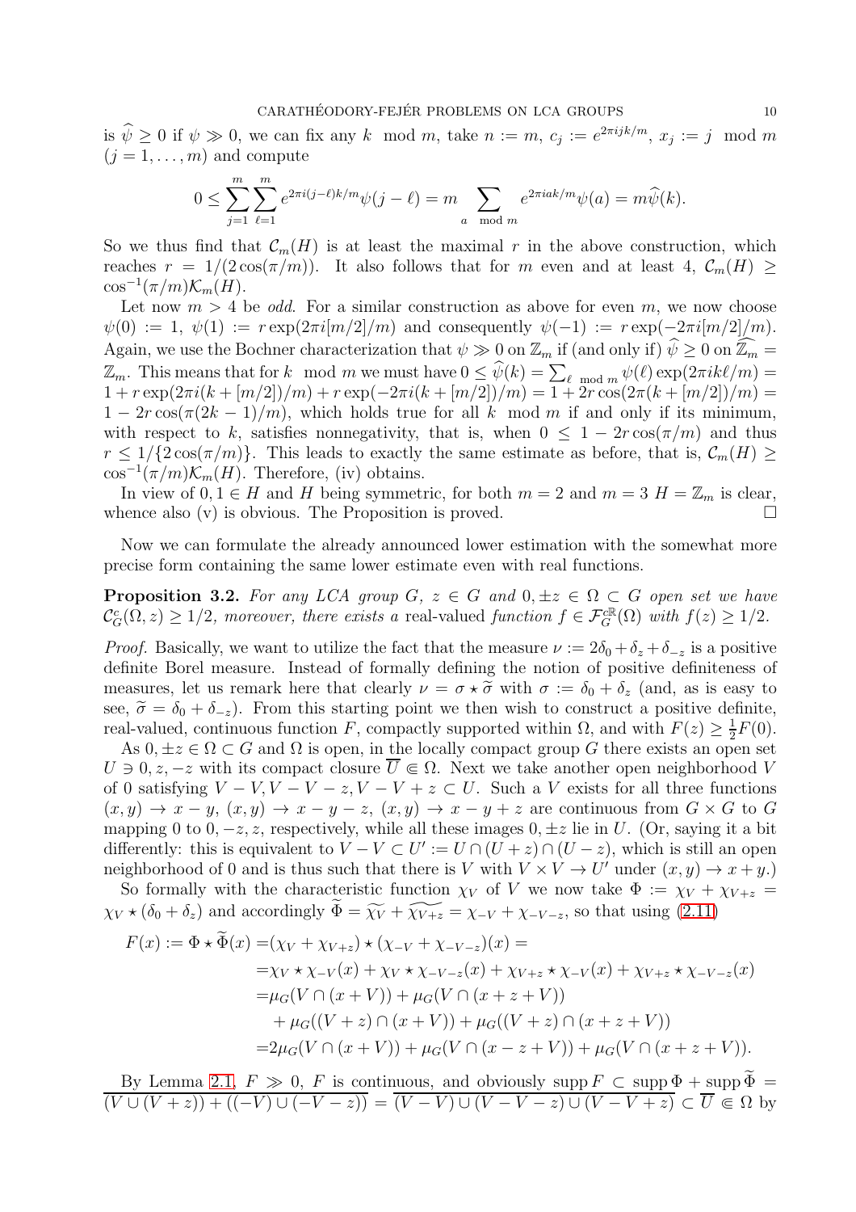is $\widehat{\psi} \geq 0$ if $\psi \gg 0$, we can fix any $k \mod m$, take $n := m$, $c_j := e^{2\pi i jk/m}$, $x_j := j \mod m$ $(j = 1, \dots, m)$ and compute

$$0 \leq \sum_{j=1}^{m} \sum_{\ell=1}^{m} e^{2\pi i(j-\ell)k/m} \psi(j-\ell) = m \sum_{a \mod m} e^{2\pi i ak/m} \psi(a) = m\widehat{\psi}(k).$$

So we thus find that $\mathcal{C}_m(H)$ is at least the maximal $r$ in the above construction, which reaches $r = 1/(2\cos(\pi/m))$. It also follows that for $m$ even and at least 4, $\mathcal{C}_m(H) \geq \cos^{-1}(\pi/m)\mathcal{K}_m(H)$.

Let now $m > 4$ be *odd*. For a similar construction as above for even $m$, we now choose $\psi(0) := 1$, $\psi(1) := r\exp(2\pi i[m/2]/m)$ and consequently $\psi(-1) := r\exp(-2\pi i[m/2]/m)$. Again, we use the Bochner characterization that $\psi \gg 0$ on $\mathbb{Z}_m$ if (and only if) $\widehat{\psi} \geq 0$ on $\widehat{\mathbb{Z}_m} = \mathbb{Z}_m$. This means that for $k \mod m$ we must have $0 \leq \widehat{\psi}(k) = \sum_{\ell \mod m} \psi(\ell)\exp(2\pi i k\ell/m) = 1 + r\exp(2\pi i(k + [m/2])/m) + r\exp(-2\pi i(k + [m/2])/m) = 1 + 2r\cos(2\pi(k + [m/2])/m) = 1 - 2r\cos(\pi(2k-1)/m)$, which holds true for all $k \mod m$ if and only if its minimum, with respect to $k$, satisfies nonnegativity, that is, when $0 \leq 1 - 2r\cos(\pi/m)$ and thus $r \leq 1/\{2\cos(\pi/m)\}$. This leads to exactly the same estimate as before, that is, $\mathcal{C}_m(H) \geq \cos^{-1}(\pi/m)\mathcal{K}_m(H)$. Therefore, (iv) obtains.

In view of $0, 1 \in H$ and $H$ being symmetric, for both $m = 2$ and $m = 3$ $H = \mathbb{Z}_m$ is clear, whence also (v) is obvious. The Proposition is proved. $\square$

Now we can formulate the already announced lower estimation with the somewhat more precise form containing the same lower estimate even with real functions.

**Proposition 3.2.** *For any LCA group $G$, $z \in G$ and $0, \pm z \in \Omega \subset G$ open set we have $\mathcal{C}_G^c(\Omega, z) \geq 1/2$, moreover, there exists a* real-valued *function $f \in \mathcal{F}_G^{c\mathbb{R}}(\Omega)$ with $f(z) \geq 1/2$.*

*Proof.* Basically, we want to utilize the fact that the measure $\nu := 2\delta_0 + \delta_z + \delta_{-z}$ is a positive definite Borel measure. Instead of formally defining the notion of positive definiteness of measures, let us remark here that clearly $\nu = \sigma \star \widetilde{\sigma}$ with $\sigma := \delta_0 + \delta_z$ (and, as is easy to see, $\widetilde{\sigma} = \delta_0 + \delta_{-z}$). From this starting point we then wish to construct a positive definite, real-valued, continuous function $F$, compactly supported within $\Omega$, and with $F(z) \geq \frac{1}{2}F(0)$.

As $0, \pm z \in \Omega \subset G$ and $\Omega$ is open, in the locally compact group $G$ there exists an open set $U \ni 0, z, -z$ with its compact closure $\overline{U} \Subset \Omega$. Next we take another open neighborhood $V$ of 0 satisfying $V - V, V - V - z, V - V + z \subset U$. Such a $V$ exists for all three functions $(x, y) \to x - y$, $(x, y) \to x - y - z$, $(x, y) \to x - y + z$ are continuous from $G \times G$ to $G$ mapping 0 to $0, -z, z$, respectively, while all these images $0, \pm z$ lie in $U$. (Or, saying it a bit differently: this is equivalent to $V - V \subset U' := U \cap (U + z) \cap (U - z)$, which is still an open neighborhood of 0 and is thus such that there is $V$ with $V \times V \to U'$ under $(x, y) \to x + y$.)

So formally with the characteristic function $\chi_V$ of $V$ we now take $\Phi := \chi_V + \chi_{V+z} = \chi_V \star (\delta_0 + \delta_z)$ and accordingly $\widetilde{\Phi} = \widetilde{\chi_V} + \widetilde{\chi_{V+z}} = \chi_{-V} + \chi_{-V-z}$, so that using (2.11)

$$\begin{aligned}
F(x) := \Phi \star \widetilde{\Phi}(x) =& (\chi_V + \chi_{V+z}) \star (\chi_{-V} + \chi_{-V-z})(x) = \\
=& \chi_V \star \chi_{-V}(x) + \chi_V \star \chi_{-V-z}(x) + \chi_{V+z} \star \chi_{-V}(x) + \chi_{V+z} \star \chi_{-V-z}(x) \\
=& \mu_G(V \cap (x + V)) + \mu_G(V \cap (x + z + V)) \\
&+ \mu_G((V + z) \cap (x + V)) + \mu_G((V + z) \cap (x + z + V)) \\
=& 2\mu_G(V \cap (x + V)) + \mu_G(V \cap (x - z + V)) + \mu_G(V \cap (x + z + V)).
\end{aligned}$$

By Lemma 2.1, $F \gg 0$, $F$ is continuous, and obviously $\operatorname{supp} F \subset \operatorname{supp} \Phi + \operatorname{supp} \widetilde{\Phi} = \overline{(V \cup (V + z)) + ((-V) \cup (-V - z))} = \overline{(V - V) \cup (V - V - z) \cup (V - V + z)} \subset \overline{U} \Subset \Omega$ by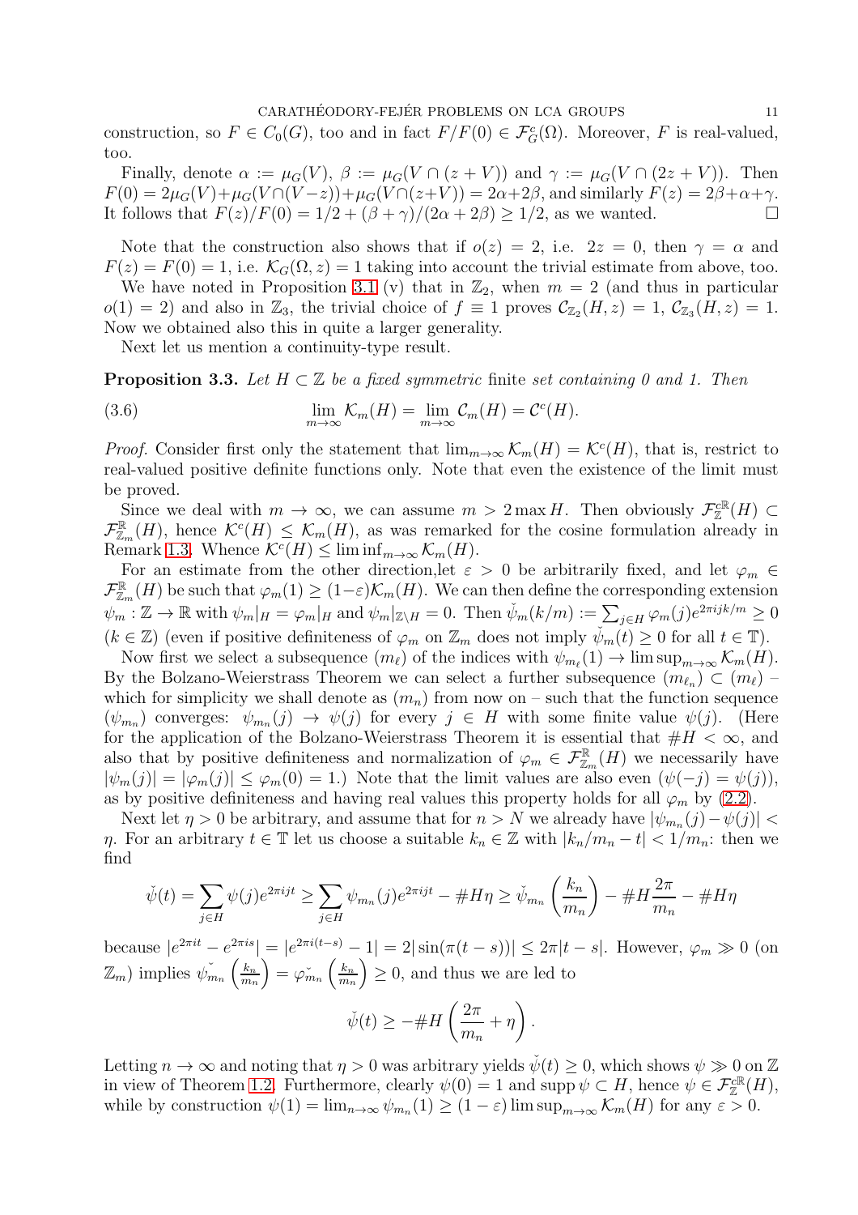construction, so $F \in C_0(G)$, too and in fact $F/F(0) \in \mathcal{F}^c_G(\Omega)$. Moreover, $F$ is real-valued, too.

Finally, denote $\alpha := \mu_G(V)$, $\beta := \mu_G(V \cap (z+V))$ and $\gamma := \mu_G(V \cap (2z+V))$. Then $F(0) = 2\mu_G(V) + \mu_G(V \cap (V-z)) + \mu_G(V \cap (z+V)) = 2\alpha + 2\beta$, and similarly $F(z) = 2\beta + \alpha + \gamma$. It follows that $F(z)/F(0) = 1/2 + (\beta+\gamma)/(2\alpha+2\beta) \geq 1/2$, as we wanted. □

Note that the construction also shows that if $o(z) = 2$, i.e. $2z = 0$, then $\gamma = \alpha$ and $F(z) = F(0) = 1$, i.e. $\mathcal{K}_G(\Omega, z) = 1$ taking into account the trivial estimate from above, too.

We have noted in Proposition 3.1 (v) that in $\mathbb{Z}_2$, when $m = 2$ (and thus in particular $o(1) = 2$) and also in $\mathbb{Z}_3$, the trivial choice of $f \equiv 1$ proves $\mathcal{C}_{\mathbb{Z}_2}(H, z) = 1$, $\mathcal{C}_{\mathbb{Z}_3}(H, z) = 1$. Now we obtained also this in quite a larger generality.

Next let us mention a continuity-type result.

**Proposition 3.3.** *Let $H \subset \mathbb{Z}$ be a fixed symmetric finite set containing 0 and 1. Then*

$$\lim_{m\to\infty} \mathcal{K}_m(H) = \lim_{m\to\infty} \mathcal{C}_m(H) = \mathcal{C}^c(H). \tag{3.6}$$

*Proof.* Consider first only the statement that $\lim_{m\to\infty} \mathcal{K}_m(H) = \mathcal{K}^c(H)$, that is, restrict to real-valued positive definite functions only. Note that even the existence of the limit must be proved.

Since we deal with $m \to \infty$, we can assume $m > 2\max H$. Then obviously $\mathcal{F}^{c\mathbb{R}}_{\mathbb{Z}}(H) \subset \mathcal{F}^{\mathbb{R}}_{\mathbb{Z}_m}(H)$, hence $\mathcal{K}^c(H) \leq \mathcal{K}_m(H)$, as was remarked for the cosine formulation already in Remark 1.3. Whence $\mathcal{K}^c(H) \leq \liminf_{m\to\infty} \mathcal{K}_m(H)$.

For an estimate from the other direction,let $\varepsilon > 0$ be arbitrarily fixed, and let $\varphi_m \in \mathcal{F}^{\mathbb{R}}_{\mathbb{Z}_m}(H)$ be such that $\varphi_m(1) \geq (1-\varepsilon)\mathcal{K}_m(H)$. We can then define the corresponding extension $\psi_m : \mathbb{Z} \to \mathbb{R}$ with $\psi_m|_H = \varphi_m|_H$ and $\psi_m|_{\mathbb{Z}\setminus H} = 0$. Then $\check{\psi}_m(k/m) := \sum_{j\in H} \varphi_m(j) e^{2\pi i jk/m} \geq 0$ ($k \in \mathbb{Z}$) (even if positive definiteness of $\varphi_m$ on $\mathbb{Z}_m$ does not imply $\check{\psi}_m(t) \geq 0$ for all $t \in \mathbb{T}$).

Now first we select a subsequence $(m_\ell)$ of the indices with $\psi_{m_\ell}(1) \to \limsup_{m\to\infty} \mathcal{K}_m(H)$. By the Bolzano-Weierstrass Theorem we can select a further subsequence $(m_{\ell_n}) \subset (m_\ell)$ – which for simplicity we shall denote as $(m_n)$ from now on – such that the function sequence $(\psi_{m_n})$ converges: $\psi_{m_n}(j) \to \psi(j)$ for every $j \in H$ with some finite value $\psi(j)$. (Here for the application of the Bolzano-Weierstrass Theorem it is essential that $\#H < \infty$, and also that by positive definiteness and normalization of $\varphi_m \in \mathcal{F}^{\mathbb{R}}_{\mathbb{Z}_m}(H)$ we necessarily have $|\psi_m(j)| = |\varphi_m(j)| \leq \varphi_m(0) = 1$.) Note that the limit values are also even ($\psi(-j) = \psi(j)$), as by positive definiteness and having real values this property holds for all $\varphi_m$ by (2.2).

Next let $\eta > 0$ be arbitrary, and assume that for $n > N$ we already have $|\psi_{m_n}(j) - \psi(j)| < \eta$. For an arbitrary $t \in \mathbb{T}$ let us choose a suitable $k_n \in \mathbb{Z}$ with $|k_n/m_n - t| < 1/m_n$: then we find

$$\check{\psi}(t) = \sum_{j\in H} \psi(j) e^{2\pi i jt} \geq \sum_{j\in H} \psi_{m_n}(j) e^{2\pi i jt} - \#H\eta \geq \check{\psi}_{m_n}\left(\frac{k_n}{m_n}\right) - \#H\frac{2\pi}{m_n} - \#H\eta$$

because $|e^{2\pi i t} - e^{2\pi i s}| = |e^{2\pi i(t-s)} - 1| = 2|\sin(\pi(t-s))| \leq 2\pi|t-s|$. However, $\varphi_m \gg 0$ (on $\mathbb{Z}_m$) implies $\check{\psi_{m_n}}\left(\frac{k_n}{m_n}\right) = \check{\varphi_{m_n}}\left(\frac{k_n}{m_n}\right) \geq 0$, and thus we are led to

$$\check{\psi}(t) \geq -\#H\left(\frac{2\pi}{m_n} + \eta\right).$$

Letting $n \to \infty$ and noting that $\eta > 0$ was arbitrary yields $\check{\psi}(t) \geq 0$, which shows $\psi \gg 0$ on $\mathbb{Z}$ in view of Theorem 1.2. Furthermore, clearly $\psi(0) = 1$ and $\operatorname{supp}\psi \subset H$, hence $\psi \in \mathcal{F}^{c\mathbb{R}}_{\mathbb{Z}}(H)$, while by construction $\psi(1) = \lim_{n\to\infty} \psi_{m_n}(1) \geq (1-\varepsilon)\limsup_{m\to\infty} \mathcal{K}_m(H)$ for any $\varepsilon > 0$.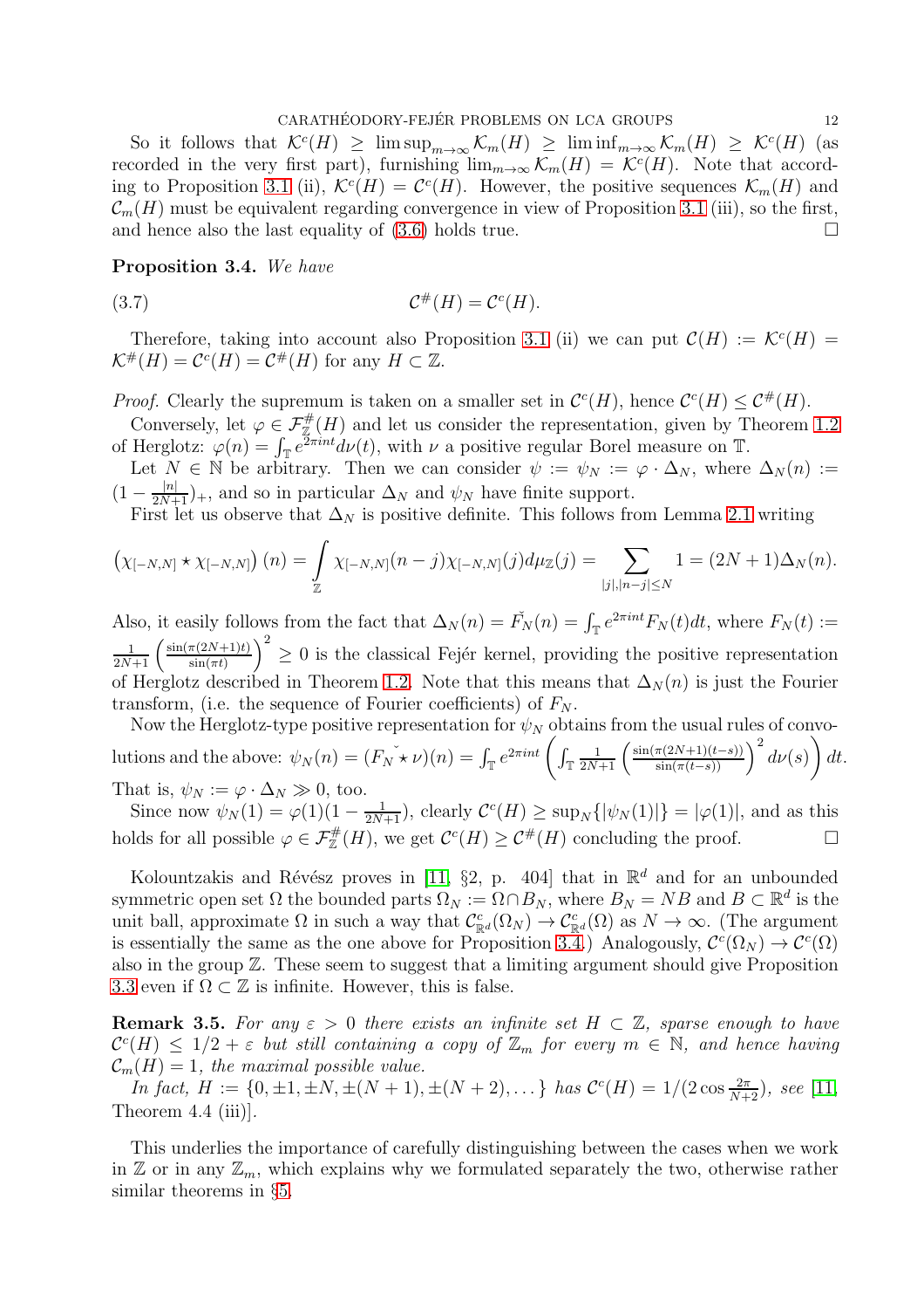So it follows that $\mathcal{K}^c(H) \geq \limsup_{m\to\infty} \mathcal{K}_m(H) \geq \liminf_{m\to\infty} \mathcal{K}_m(H) \geq \mathcal{K}^c(H)$ (as recorded in the very first part), furnishing $\lim_{m\to\infty} \mathcal{K}_m(H) = \mathcal{K}^c(H)$. Note that according to Proposition 3.1 (ii), $\mathcal{K}^c(H) = \mathcal{C}^c(H)$. However, the positive sequences $\mathcal{K}_m(H)$ and $\mathcal{C}_m(H)$ must be equivalent regarding convergence in view of Proposition 3.1 (iii), so the first, and hence also the last equality of (3.6) holds true. $\square$

**Proposition 3.4.** *We have*

$$\mathcal{C}^\#(H) = \mathcal{C}^c(H). \tag{3.7}$$

Therefore, taking into account also Proposition 3.1 (ii) we can put $\mathcal{C}(H) := \mathcal{K}^c(H) = \mathcal{K}^\#(H) = \mathcal{C}^c(H) = \mathcal{C}^\#(H)$ for any $H \subset \mathbb{Z}$.

*Proof.* Clearly the supremum is taken on a smaller set in $\mathcal{C}^c(H)$, hence $\mathcal{C}^c(H) \leq \mathcal{C}^\#(H)$.

Conversely, let $\varphi \in \mathcal{F}^\#_{\mathbb{Z}}(H)$ and let us consider the representation, given by Theorem 1.2 of Herglotz: $\varphi(n) = \int_{\mathbb{T}} e^{2\pi int} d\nu(t)$, with $\nu$ a positive regular Borel measure on $\mathbb{T}$.

Let $N \in \mathbb{N}$ be arbitrary. Then we can consider $\psi := \psi_N := \varphi \cdot \Delta_N$, where $\Delta_N(n) := (1 - \frac{|n|}{2N+1})_+$, and so in particular $\Delta_N$ and $\psi_N$ have finite support.

First let us observe that $\Delta_N$ is positive definite. This follows from Lemma 2.1 writing

$$\left(\chi_{[-N,N]} \star \chi_{[-N,N]}\right)(n) = \int_{\mathbb{Z}} \chi_{[-N,N]}(n-j)\chi_{[-N,N]}(j) d\mu_{\mathbb{Z}}(j) = \sum_{|j|,|n-j|\leq N} 1 = (2N+1)\Delta_N(n).$$

Also, it easily follows from the fact that $\Delta_N(n) = \check{F_N}(n) = \int_{\mathbb{T}} e^{2\pi int} F_N(t) dt$, where $F_N(t) := \frac{1}{2N+1}\left(\frac{\sin(\pi(2N+1)t)}{\sin(\pi t)}\right)^2 \geq 0$ is the classical Fejér kernel, providing the positive representation of Herglotz described in Theorem 1.2. Note that this means that $\Delta_N(n)$ is just the Fourier transform, (i.e. the sequence of Fourier coefficients) of $F_N$.

Now the Herglotz-type positive representation for $\psi_N$ obtains from the usual rules of convolutions and the above: $\psi_N(n) = (F_N \star \nu)\check{}(n) = \int_{\mathbb{T}} e^{2\pi int} \left( \int_{\mathbb{T}} \frac{1}{2N+1} \left( \frac{\sin(\pi(2N+1)(t-s))}{\sin(\pi(t-s))} \right)^2 d\nu(s) \right) dt.$ That is, $\psi_N := \varphi \cdot \Delta_N \gg 0$, too.

Since now $\psi_N(1) = \varphi(1)(1 - \frac{1}{2N+1})$, clearly $\mathcal{C}^c(H) \geq \sup_N\{|\psi_N(1)|\} = |\varphi(1)|$, and as this holds for all possible $\varphi \in \mathcal{F}^\#_{\mathbb{Z}}(H)$, we get $\mathcal{C}^c(H) \geq \mathcal{C}^\#(H)$ concluding the proof. $\square$

Kolountzakis and Révész proves in [11, §2, p. 404] that in $\mathbb{R}^d$ and for an unbounded symmetric open set $\Omega$ the bounded parts $\Omega_N := \Omega \cap B_N$, where $B_N = NB$ and $B \subset \mathbb{R}^d$ is the unit ball, approximate $\Omega$ in such a way that $\mathcal{C}^c_{\mathbb{R}^d}(\Omega_N) \to \mathcal{C}^c_{\mathbb{R}^d}(\Omega)$ as $N \to \infty$. (The argument is essentially the same as the one above for Proposition 3.4.) Analogously, $\mathcal{C}^c(\Omega_N) \to \mathcal{C}^c(\Omega)$ also in the group $\mathbb{Z}$. These seem to suggest that a limiting argument should give Proposition 3.3 even if $\Omega \subset \mathbb{Z}$ is infinite. However, this is false.

**Remark 3.5.** *For any $\varepsilon > 0$ there exists an infinite set $H \subset \mathbb{Z}$, sparse enough to have $\mathcal{C}^c(H) \leq 1/2 + \varepsilon$ but still containing a copy of $\mathbb{Z}_m$ for every $m \in \mathbb{N}$, and hence having $\mathcal{C}_m(H) = 1$, the maximal possible value.*

*In fact, $H := \{0, \pm 1, \pm N, \pm(N+1), \pm(N+2), \dots\}$ has $\mathcal{C}^c(H) = 1/(2\cos\frac{2\pi}{N+2})$, see [11, Theorem 4.4 (iii)].*

This underlies the importance of carefully distinguishing between the cases when we work in $\mathbb{Z}$ or in any $\mathbb{Z}_m$, which explains why we formulated separately the two, otherwise rather similar theorems in §5.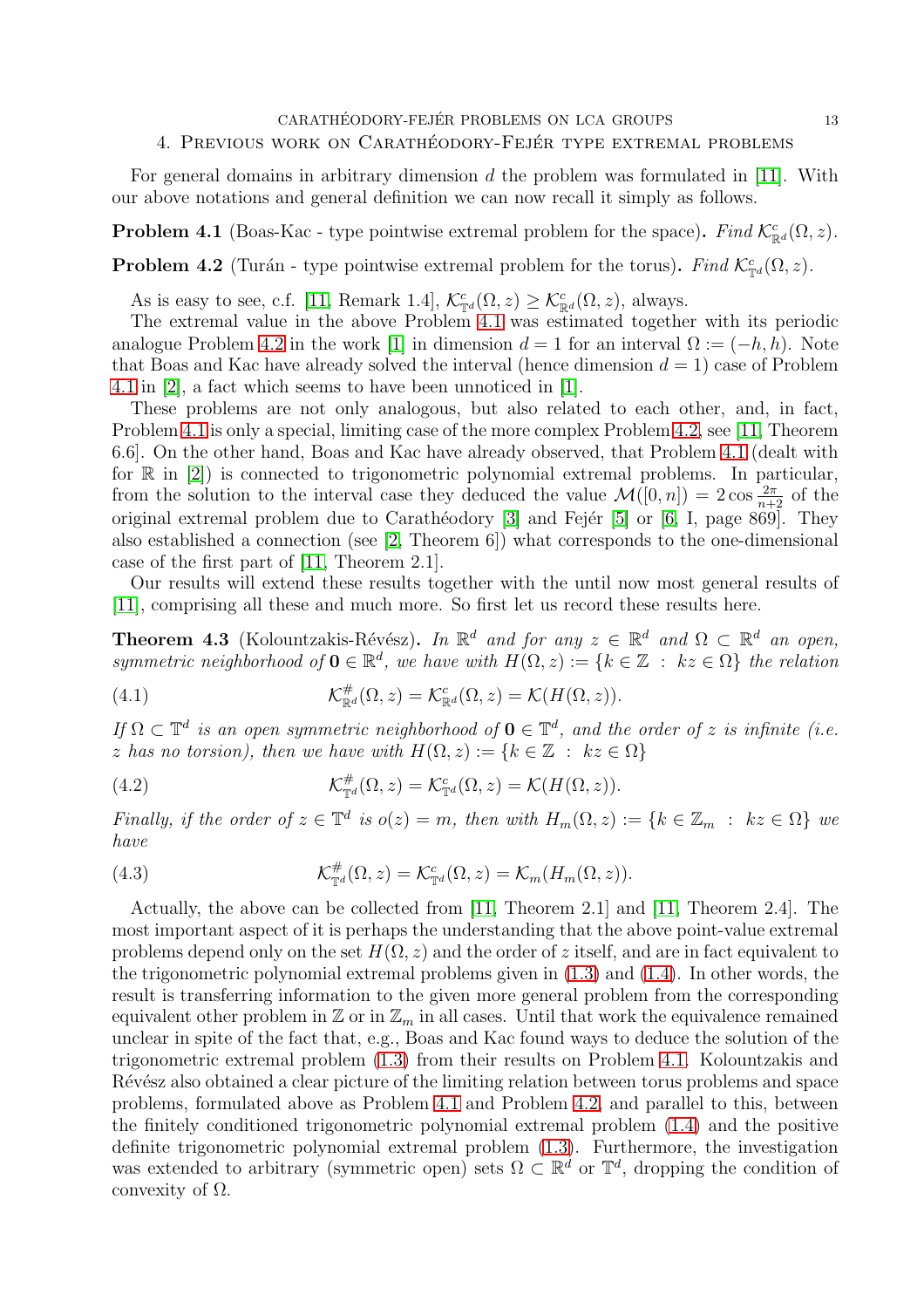## 4. Previous work on Carathéodory-Fejér type extremal problems

For general domains in arbitrary dimension $d$ the problem was formulated in [11]. With our above notations and general definition we can now recall it simply as follows.

**Problem 4.1** (Boas-Kac - type pointwise extremal problem for the space)**.** *Find* $\mathcal{K}^c_{\mathbb{R}^d}(\Omega, z)$.

**Problem 4.2** (Turán - type pointwise extremal problem for the torus)**.** *Find* $\mathcal{K}^c_{\mathbb{T}^d}(\Omega, z)$.

As is easy to see, c.f. [11, Remark 1.4], $\mathcal{K}^c_{\mathbb{T}^d}(\Omega, z) \geq \mathcal{K}^c_{\mathbb{R}^d}(\Omega, z)$, always.

The extremal value in the above Problem 4.1 was estimated together with its periodic analogue Problem 4.2 in the work [1] in dimension $d = 1$ for an interval $\Omega := (-h, h)$. Note that Boas and Kac have already solved the interval (hence dimension $d = 1$) case of Problem 4.1 in [2], a fact which seems to have been unnoticed in [1].

These problems are not only analogous, but also related to each other, and, in fact, Problem 4.1 is only a special, limiting case of the more complex Problem 4.2, see [11, Theorem 6.6]. On the other hand, Boas and Kac have already observed, that Problem 4.1 (dealt with for $\mathbb{R}$ in [2]) is connected to trigonometric polynomial extremal problems. In particular, from the solution to the interval case they deduced the value $\mathcal{M}([0, n]) = 2\cos\frac{2\pi}{n+2}$ of the original extremal problem due to Carathéodory [3] and Fejér [5] or [6, I, page 869]. They also established a connection (see [2, Theorem 6]) what corresponds to the one-dimensional case of the first part of [11, Theorem 2.1].

Our results will extend these results together with the until now most general results of [11], comprising all these and much more. So first let us record these results here.

**Theorem 4.3** (Kolountzakis-Révész)**.** *In* $\mathbb{R}^d$ *and for any* $z \in \mathbb{R}^d$ *and* $\Omega \subset \mathbb{R}^d$ *an open, symmetric neighborhood of* $\mathbf{0} \in \mathbb{R}^d$*, we have with* $H(\Omega, z) := \{k \in \mathbb{Z} \; : \; kz \in \Omega\}$ *the relation*

$$\mathcal{K}^{\#}_{\mathbb{R}^d}(\Omega, z) = \mathcal{K}^c_{\mathbb{R}^d}(\Omega, z) = \mathcal{K}(H(\Omega, z)). \tag{4.1}$$

*If* $\Omega \subset \mathbb{T}^d$ *is an open symmetric neighborhood of* $\mathbf{0} \in \mathbb{T}^d$*, and the order of* $z$ *is infinite (i.e.* $z$ *has no torsion), then we have with* $H(\Omega, z) := \{k \in \mathbb{Z} \; : \; kz \in \Omega\}$

$$\mathcal{K}^{\#}_{\mathbb{T}^d}(\Omega, z) = \mathcal{K}^c_{\mathbb{T}^d}(\Omega, z) = \mathcal{K}(H(\Omega, z)). \tag{4.2}$$

*Finally, if the order of* $z \in \mathbb{T}^d$ *is* $o(z) = m$*, then with* $H_m(\Omega, z) := \{k \in \mathbb{Z}_m \; : \; kz \in \Omega\}$ *we have*

$$\mathcal{K}^{\#}_{\mathbb{T}^d}(\Omega, z) = \mathcal{K}^c_{\mathbb{T}^d}(\Omega, z) = \mathcal{K}_m(H_m(\Omega, z)). \tag{4.3}$$

Actually, the above can be collected from [11, Theorem 2.1] and [11, Theorem 2.4]. The most important aspect of it is perhaps the understanding that the above point-value extremal problems depend only on the set $H(\Omega, z)$ and the order of $z$ itself, and are in fact equivalent to the trigonometric polynomial extremal problems given in (1.3) and (1.4). In other words, the result is transferring information to the given more general problem from the corresponding equivalent other problem in $\mathbb{Z}$ or in $\mathbb{Z}_m$ in all cases. Until that work the equivalence remained unclear in spite of the fact that, e.g., Boas and Kac found ways to deduce the solution of the trigonometric extremal problem (1.3) from their results on Problem 4.1. Kolountzakis and Révész also obtained a clear picture of the limiting relation between torus problems and space problems, formulated above as Problem 4.1 and Problem 4.2, and parallel to this, between the finitely conditioned trigonometric polynomial extremal problem (1.4) and the positive definite trigonometric polynomial extremal problem (1.3). Furthermore, the investigation was extended to arbitrary (symmetric open) sets $\Omega \subset \mathbb{R}^d$ or $\mathbb{T}^d$, dropping the condition of convexity of $\Omega$.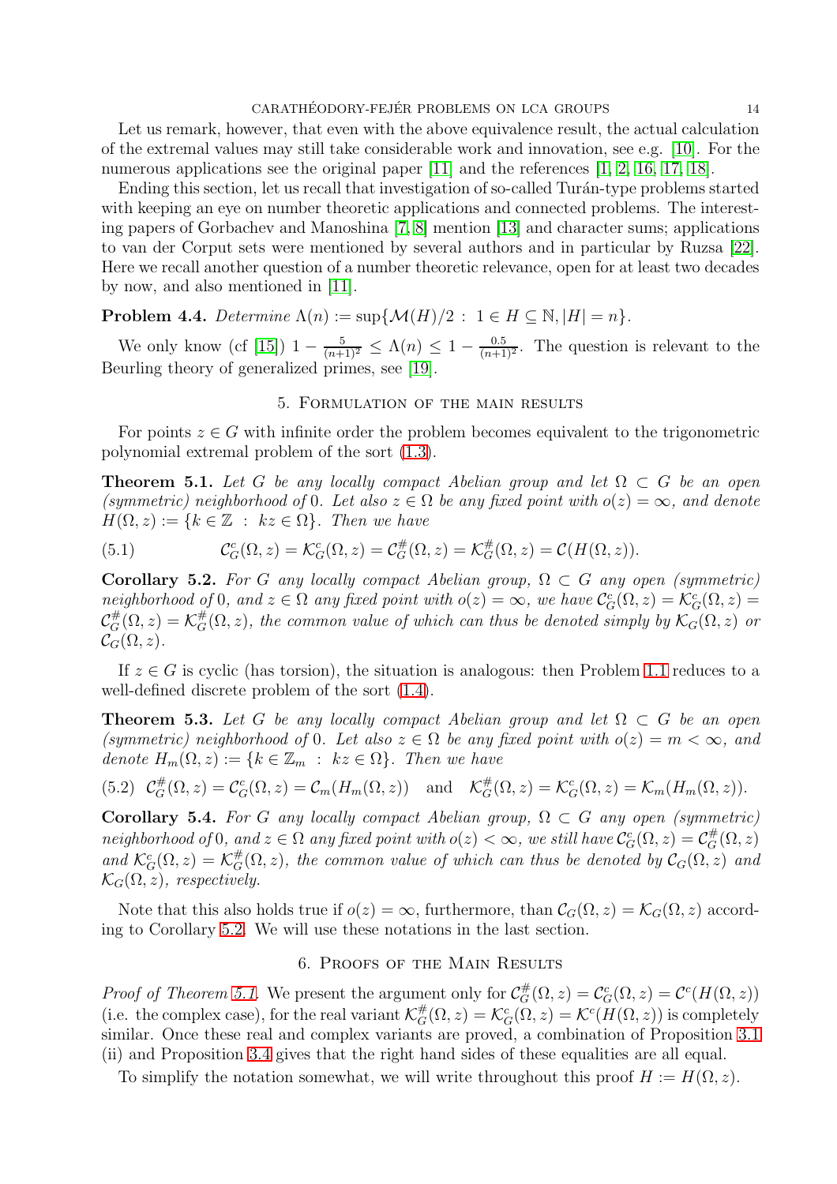Let us remark, however, that even with the above equivalence result, the actual calculation of the extremal values may still take considerable work and innovation, see e.g. [10]. For the numerous applications see the original paper [11] and the references [1, 2, 16, 17, 18].

Ending this section, let us recall that investigation of so-called Turán-type problems started with keeping an eye on number theoretic applications and connected problems. The interesting papers of Gorbachev and Manoshina [7, 8] mention [13] and character sums; applications to van der Corput sets were mentioned by several authors and in particular by Ruzsa [22]. Here we recall another question of a number theoretic relevance, open for at least two decades by now, and also mentioned in [11].

**Problem 4.4.** *Determine* $\Lambda(n) := \sup\{\mathcal{M}(H)/2 \ : \ 1 \in H \subseteq \mathbb{N}, |H| = n\}$.

We only know (cf [15]) $1 - \frac{5}{(n+1)^2} \leq \Lambda(n) \leq 1 - \frac{0.5}{(n+1)^2}$. The question is relevant to the Beurling theory of generalized primes, see [19].

## 5. Formulation of the main results

For points $z \in G$ with infinite order the problem becomes equivalent to the trigonometric polynomial extremal problem of the sort (1.3).

**Theorem 5.1.** *Let $G$ be any locally compact Abelian group and let $\Omega \subset G$ be an open (symmetric) neighborhood of 0. Let also $z \in \Omega$ be any fixed point with $o(z) = \infty$, and denote $H(\Omega, z) := \{k \in \mathbb{Z} \ : \ kz \in \Omega\}$. Then we have*

$$\mathcal{C}^c_G(\Omega, z) = \mathcal{K}^c_G(\Omega, z) = \mathcal{C}^\#_G(\Omega, z) = \mathcal{K}^\#_G(\Omega, z) = \mathcal{C}(H(\Omega, z)). \tag{5.1}$$

**Corollary 5.2.** *For $G$ any locally compact Abelian group, $\Omega \subset G$ any open (symmetric) neighborhood of 0, and $z \in \Omega$ any fixed point with $o(z) = \infty$, we have $\mathcal{C}^c_G(\Omega, z) = \mathcal{K}^c_G(\Omega, z) = \mathcal{C}^\#_G(\Omega, z) = \mathcal{K}^\#_G(\Omega, z)$, the common value of which can thus be denoted simply by $\mathcal{K}_G(\Omega, z)$ or $\mathcal{C}_G(\Omega, z)$.*

If $z \in G$ is cyclic (has torsion), the situation is analogous: then Problem 1.1 reduces to a well-defined discrete problem of the sort (1.4).

**Theorem 5.3.** *Let $G$ be any locally compact Abelian group and let $\Omega \subset G$ be an open (symmetric) neighborhood of 0. Let also $z \in \Omega$ be any fixed point with $o(z) = m < \infty$, and denote $H_m(\Omega, z) := \{k \in \mathbb{Z}_m \ : \ kz \in \Omega\}$. Then we have*

$$\mathcal{C}^\#_G(\Omega, z) = \mathcal{C}^c_G(\Omega, z) = \mathcal{C}_m(H_m(\Omega, z)) \quad \text{and} \quad \mathcal{K}^\#_G(\Omega, z) = \mathcal{K}^c_G(\Omega, z) = \mathcal{K}_m(H_m(\Omega, z)). \tag{5.2}$$

**Corollary 5.4.** *For $G$ any locally compact Abelian group, $\Omega \subset G$ any open (symmetric) neighborhood of 0, and $z \in \Omega$ any fixed point with $o(z) < \infty$, we still have $\mathcal{C}^c_G(\Omega, z) = \mathcal{C}^\#_G(\Omega, z)$ and $\mathcal{K}^c_G(\Omega, z) = \mathcal{K}^\#_G(\Omega, z)$, the common value of which can thus be denoted by $\mathcal{C}_G(\Omega, z)$ and $\mathcal{K}_G(\Omega, z)$, respectively.*

Note that this also holds true if $o(z) = \infty$, furthermore, than $\mathcal{C}_G(\Omega, z) = \mathcal{K}_G(\Omega, z)$ according to Corollary 5.2. We will use these notations in the last section.

## 6. Proofs of the Main Results

*Proof of Theorem 5.1.* We present the argument only for $\mathcal{C}^\#_G(\Omega, z) = \mathcal{C}^c_G(\Omega, z) = \mathcal{C}^c(H(\Omega, z))$ (i.e. the complex case), for the real variant $\mathcal{K}^\#_G(\Omega, z) = \mathcal{K}^c_G(\Omega, z) = \mathcal{K}^c(H(\Omega, z))$ is completely similar. Once these real and complex variants are proved, a combination of Proposition 3.1 (ii) and Proposition 3.4 gives that the right hand sides of these equalities are all equal.

To simplify the notation somewhat, we will write throughout this proof $H := H(\Omega, z)$.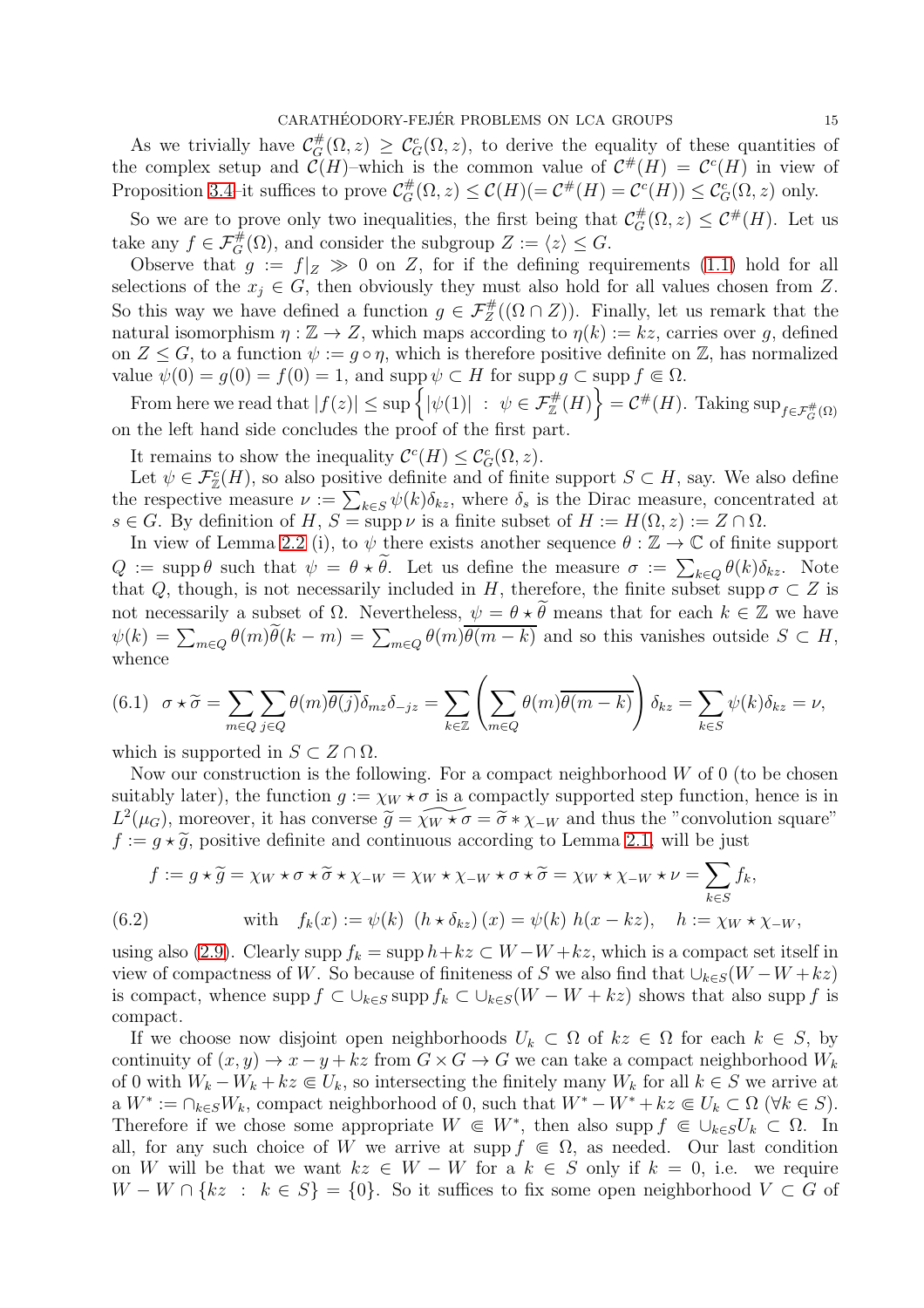As we trivially have $\mathcal{C}^{\#}_G(\Omega,z) \geq \mathcal{C}^{c}_G(\Omega,z)$, to derive the equality of these quantities of the complex setup and $\mathcal{C}(H)$–which is the common value of $\mathcal{C}^{\#}(H) = \mathcal{C}^{c}(H)$ in view of Proposition 3.4–it suffices to prove $\mathcal{C}^{\#}_G(\Omega,z) \leq \mathcal{C}(H) (= \mathcal{C}^{\#}(H) = \mathcal{C}^{c}(H)) \leq \mathcal{C}^{c}_G(\Omega,z)$ only.

So we are to prove only two inequalities, the first being that $\mathcal{C}^{\#}_G(\Omega,z) \leq \mathcal{C}^{\#}(H)$. Let us take any $f \in \mathcal{F}^{\#}_G(\Omega)$, and consider the subgroup $Z := \langle z \rangle \leq G$.

Observe that $g := f|_Z \gg 0$ on $Z$, for if the defining requirements (1.1) hold for all selections of the $x_j \in G$, then obviously they must also hold for all values chosen from $Z$. So this way we have defined a function $g \in \mathcal{F}^{\#}_Z((\Omega \cap Z))$. Finally, let us remark that the natural isomorphism $\eta : \mathbb{Z} \to Z$, which maps according to $\eta(k) := kz$, carries over $g$, defined on $Z \leq G$, to a function $\psi := g \circ \eta$, which is therefore positive definite on $\mathbb{Z}$, has normalized value $\psi(0) = g(0) = f(0) = 1$, and $\operatorname{supp} \psi \subset H$ for $\operatorname{supp} g \subset \operatorname{supp} f \Subset \Omega$.

From here we read that $|f(z)| \leq \sup \left\{ |\psi(1)| \ : \ \psi \in \mathcal{F}^{\#}_{\mathbb{Z}}(H) \right\} = \mathcal{C}^{\#}(H)$. Taking $\sup_{f \in \mathcal{F}^{\#}_G(\Omega)}$ on the left hand side concludes the proof of the first part.

It remains to show the inequality $\mathcal{C}^{c}(H) \leq \mathcal{C}^{c}_G(\Omega,z)$.

Let $\psi \in \mathcal{F}^{c}_{\mathbb{Z}}(H)$, so also positive definite and of finite support $S \subset H$, say. We also define the respective measure $\nu := \sum_{k \in S} \psi(k)\delta_{kz}$, where $\delta_s$ is the Dirac measure, concentrated at $s \in G$. By definition of $H$, $S = \operatorname{supp} \nu$ is a finite subset of $H := H(\Omega,z) := Z \cap \Omega$.

In view of Lemma 2.2 (i), to $\psi$ there exists another sequence $\theta : \mathbb{Z} \to \mathbb{C}$ of finite support $Q := \operatorname{supp} \theta$ such that $\psi = \theta \star \widetilde{\theta}$. Let us define the measure $\sigma := \sum_{k \in Q} \theta(k)\delta_{kz}$. Note that $Q$, though, is not necessarily included in $H$, therefore, the finite subset $\operatorname{supp} \sigma \subset Z$ is not necessarily a subset of $\Omega$. Nevertheless, $\psi = \theta \star \widetilde{\theta}$ means that for each $k \in \mathbb{Z}$ we have $\psi(k) = \sum_{m \in Q} \theta(m)\widetilde{\theta}(k-m) = \sum_{m \in Q} \theta(m)\overline{\theta(m-k)}$ and so this vanishes outside $S \subset H$, whence

$$
(6.1)\quad \sigma \star \widetilde{\sigma} = \sum_{m \in Q} \sum_{j \in Q} \theta(m)\overline{\theta(j)} \delta_{mz}\delta_{-jz} = \sum_{k \in \mathbb{Z}} \left( \sum_{m \in Q} \theta(m)\overline{\theta(m-k)} \right) \delta_{kz} = \sum_{k \in S} \psi(k)\delta_{kz} = \nu,
$$

which is supported in $S \subset Z \cap \Omega$.

Now our construction is the following. For a compact neighborhood $W$ of 0 (to be chosen suitably later), the function $g := \chi_W \star \sigma$ is a compactly supported step function, hence is in $L^2(\mu_G)$, moreover, it has converse $\widetilde{g} = \widetilde{\chi_W \star \sigma} = \widetilde{\sigma} * \chi_{-W}$ and thus the "convolution square" $f := g \star \widetilde{g}$, positive definite and continuous according to Lemma 2.1, will be just

$$
f := g \star \widetilde{g} = \chi_W \star \sigma \star \widetilde{\sigma} \star \chi_{-W} = \chi_W \star \chi_{-W} \star \sigma \star \widetilde{\sigma} = \chi_W \star \chi_{-W} \star \nu = \sum_{k \in S} f_k,
$$

$$
(6.2) \qquad \text{with} \quad f_k(x) := \psi(k)\ (h \star \delta_{kz})(x) = \psi(k)\ h(x - kz), \quad h := \chi_W \star \chi_{-W},
$$

using also (2.9). Clearly $\operatorname{supp} f_k = \operatorname{supp} h + kz \subset W - W + kz$, which is a compact set itself in view of compactness of $W$. So because of finiteness of $S$ we also find that $\cup_{k \in S}(W - W + kz)$ is compact, whence $\operatorname{supp} f \subset \cup_{k \in S} \operatorname{supp} f_k \subset \cup_{k \in S}(W - W + kz)$ shows that also $\operatorname{supp} f$ is compact.

If we choose now disjoint open neighborhoods $U_k \subset \Omega$ of $kz \in \Omega$ for each $k \in S$, by continuity of $(x,y) \to x - y + kz$ from $G \times G \to G$ we can take a compact neighborhood $W_k$ of 0 with $W_k - W_k + kz \Subset U_k$, so intersecting the finitely many $W_k$ for all $k \in S$ we arrive at a $W^* := \cap_{k \in S} W_k$, compact neighborhood of 0, such that $W^* - W^* + kz \Subset U_k \subset \Omega$ $(\forall k \in S)$. Therefore if we chose some appropriate $W \Subset W^*$, then also $\operatorname{supp} f \Subset \cup_{k \in S} U_k \subset \Omega$. In all, for any such choice of $W$ we arrive at $\operatorname{supp} f \Subset \Omega$, as needed. Our last condition on $W$ will be that we want $kz \in W - W$ for a $k \in S$ only if $k = 0$, i.e. we require $W - W \cap \{kz \ : \ k \in S\} = \{0\}$. So it suffices to fix some open neighborhood $V \subset G$ of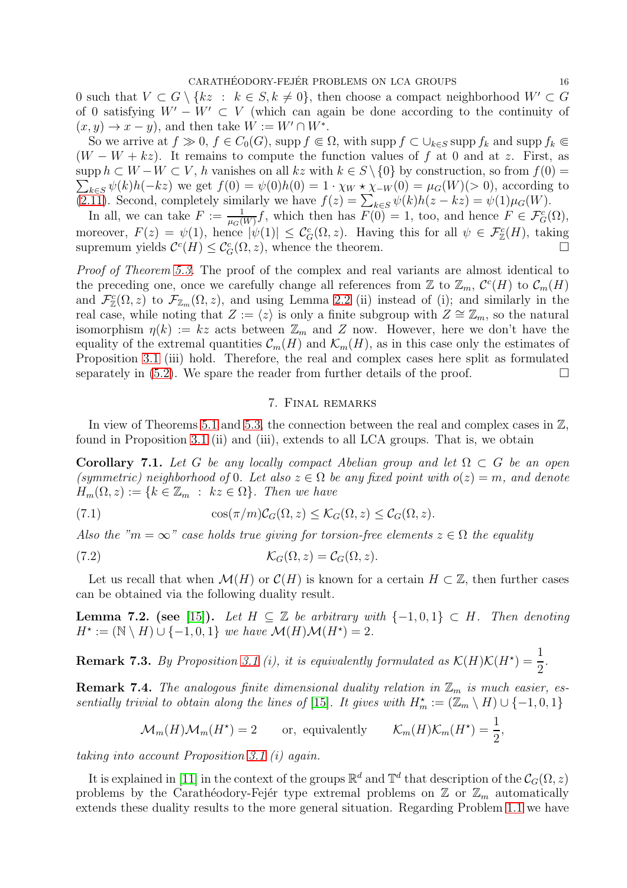0 such that $V \subset G \setminus \{kz \ : \ k \in S, k \neq 0\}$, then choose a compact neighborhood $W' \subset G$ of 0 satisfying $W' - W' \subset V$ (which can again be done according to the continuity of $(x, y) \to x - y$), and then take $W := W' \cap W^*$.

So we arrive at $f \gg 0$, $f \in C_0(G)$, $\operatorname{supp} f \Subset \Omega$, with $\operatorname{supp} f \subset \cup_{k \in S} \operatorname{supp} f_k$ and $\operatorname{supp} f_k \Subset (W - W + kz)$. It remains to compute the function values of $f$ at 0 and at $z$. First, as $\operatorname{supp} h \subset W - W \subset V$, $h$ vanishes on all $kz$ with $k \in S \setminus \{0\}$ by construction, so from $f(0) = \sum_{k \in S} \psi(k) h(-kz)$ we get $f(0) = \psi(0) h(0) = 1 \cdot \chi_W \star \chi_{-W}(0) = \mu_G(W) (> 0)$, according to (2.11). Second, completely similarly we have $f(z) = \sum_{k \in S} \psi(k) h(z - kz) = \psi(1) \mu_G(W)$.

In all, we can take $F := \frac{1}{\mu_G(W)} f$, which then has $F(0) = 1$, too, and hence $F \in \mathcal{F}^c_G(\Omega)$, moreover, $F(z) = \psi(1)$, hence $|\psi(1)| \leq \mathcal{C}^c_G(\Omega, z)$. Having this for all $\psi \in \mathcal{F}^c_{\mathbb{Z}}(H)$, taking supremum yields $\mathcal{C}^c(H) \leq \mathcal{C}^c_G(\Omega, z)$, whence the theorem. $\square$

*Proof of Theorem 5.3.* The proof of the complex and real variants are almost identical to the preceding one, once we carefully change all references from $\mathbb{Z}$ to $\mathbb{Z}_m$, $\mathcal{C}^c(H)$ to $\mathcal{C}_m(H)$ and $\mathcal{F}^c_{\mathbb{Z}}(\Omega, z)$ to $\mathcal{F}_{\mathbb{Z}_m}(\Omega, z)$, and using Lemma 2.2 (ii) instead of (i); and similarly in the real case, while noting that $Z := \langle z \rangle$ is only a finite subgroup with $Z \cong \mathbb{Z}_m$, so the natural isomorphism $\eta(k) := kz$ acts between $\mathbb{Z}_m$ and $Z$ now. However, here we don't have the equality of the extremal quantities $\mathcal{C}_m(H)$ and $\mathcal{K}_m(H)$, as in this case only the estimates of Proposition 3.1 (iii) hold. Therefore, the real and complex cases here split as formulated separately in (5.2). We spare the reader from further details of the proof. $\square$

## 7. Final remarks

In view of Theorems 5.1 and 5.3, the connection between the real and complex cases in $\mathbb{Z}$, found in Proposition 3.1 (ii) and (iii), extends to all LCA groups. That is, we obtain

**Corollary 7.1.** *Let $G$ be any locally compact Abelian group and let $\Omega \subset G$ be an open (symmetric) neighborhood of 0. Let also $z \in \Omega$ be any fixed point with $o(z) = m$, and denote $H_m(\Omega, z) := \{k \in \mathbb{Z}_m \ : \ kz \in \Omega\}$. Then we have*

$$\cos(\pi/m) \mathcal{C}_G(\Omega, z) \leq \mathcal{K}_G(\Omega, z) \leq \mathcal{C}_G(\Omega, z). \tag{7.1}$$

*Also the "$m = \infty$" case holds true giving for torsion-free elements $z \in \Omega$ the equality*

$$\mathcal{K}_G(\Omega, z) = \mathcal{C}_G(\Omega, z). \tag{7.2}$$

Let us recall that when $\mathcal{M}(H)$ or $\mathcal{C}(H)$ is known for a certain $H \subset \mathbb{Z}$, then further cases can be obtained via the following duality result.

**Lemma 7.2. (see [15]).** *Let $H \subseteq \mathbb{Z}$ be arbitrary with $\{-1, 0, 1\} \subset H$. Then denoting $H^\star := (\mathbb{N} \setminus H) \cup \{-1, 0, 1\}$ we have $\mathcal{M}(H)\mathcal{M}(H^\star) = 2$.*

**Remark 7.3.** *By Proposition 3.1 (i), it is equivalently formulated as $\mathcal{K}(H)\mathcal{K}(H^\star) = \dfrac{1}{2}$.*

**Remark 7.4.** *The analogous finite dimensional duality relation in $\mathbb{Z}_m$ is much easier, essentially trivial to obtain along the lines of [15]. It gives with $H^\star_m := (\mathbb{Z}_m \setminus H) \cup \{-1, 0, 1\}$*

$$\mathcal{M}_m(H)\mathcal{M}_m(H^\star) = 2 \qquad \text{or, equivalently} \qquad \mathcal{K}_m(H)\mathcal{K}_m(H^\star) = \frac{1}{2},$$

*taking into account Proposition 3.1 (i) again.*

It is explained in [11] in the context of the groups $\mathbb{R}^d$ and $\mathbb{T}^d$ that description of the $\mathcal{C}_G(\Omega, z)$ problems by the Carathéodory-Fejér type extremal problems on $\mathbb{Z}$ or $\mathbb{Z}_m$ automatically extends these duality results to the more general situation. Regarding Problem 1.1 we have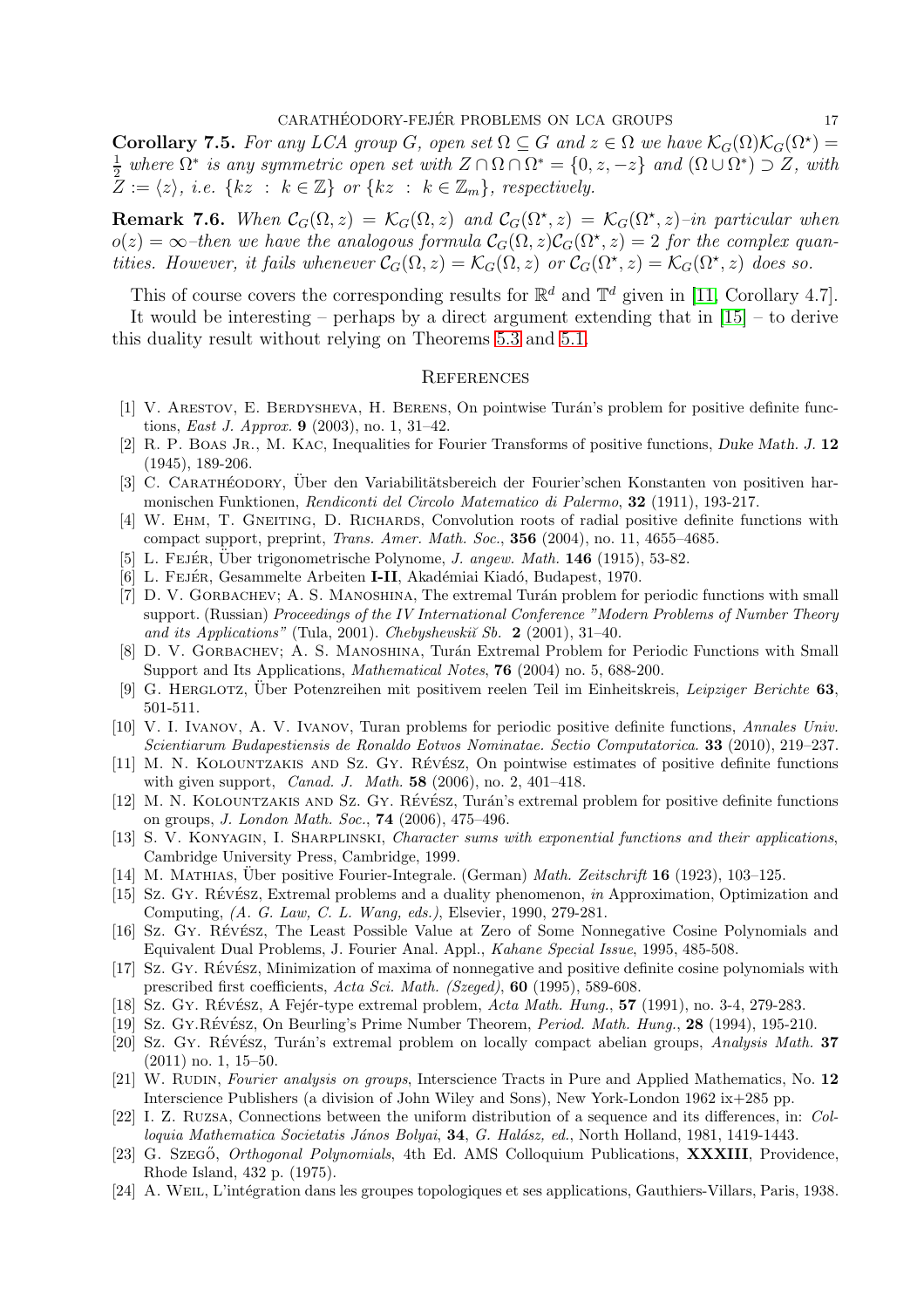**Corollary 7.5.** *For any LCA group $G$, open set $\Omega \subseteq G$ and $z \in \Omega$ we have $\mathcal{K}_G(\Omega)\mathcal{K}_G(\Omega^\star) = \frac{1}{2}$ where $\Omega^*$ is any symmetric open set with $Z \cap \Omega \cap \Omega^* = \{0, z, -z\}$ and $(\Omega \cup \Omega^*) \supset Z$, with $Z := \langle z \rangle$, i.e. $\{kz \ : \ k \in \mathbb{Z}\}$ or $\{kz \ : \ k \in \mathbb{Z}_m\}$, respectively.*

**Remark 7.6.** *When $\mathcal{C}_G(\Omega, z) = \mathcal{K}_G(\Omega, z)$ and $\mathcal{C}_G(\Omega^\star, z) = \mathcal{K}_G(\Omega^\star, z)$–in particular when $o(z) = \infty$–then we have the analogous formula $\mathcal{C}_G(\Omega, z)\mathcal{C}_G(\Omega^\star, z) = 2$ for the complex quantities. However, it fails whenever $\mathcal{C}_G(\Omega, z) = \mathcal{K}_G(\Omega, z)$ or $\mathcal{C}_G(\Omega^\star, z) = \mathcal{K}_G(\Omega^\star, z)$ does so.*

This of course covers the corresponding results for $\mathbb{R}^d$ and $\mathbb{T}^d$ given in [11, Corollary 4.7].

It would be interesting – perhaps by a direct argument extending that in [15] – to derive this duality result without relying on Theorems 5.3 and 5.1.

## References

[1] V. Arestov, E. Berdysheva, H. Berens, On pointwise Turán's problem for positive definite functions, *East J. Approx.* **9** (2003), no. 1, 31–42.

[2] R. P. Boas Jr., M. Kac, Inequalities for Fourier Transforms of positive functions, *Duke Math. J.* **12** (1945), 189-206.

[3] C. Carathéodory, Über den Variabilitätsbereich der Fourier'schen Konstanten von positiven harmonischen Funktionen, *Rendiconti del Circolo Matematico di Palermo*, **32** (1911), 193-217.

[4] W. Ehm, T. Gneiting, D. Richards, Convolution roots of radial positive definite functions with compact support, preprint, *Trans. Amer. Math. Soc.*, **356** (2004), no. 11, 4655–4685.

[5] L. Fejér, Über trigonometrische Polynome, *J. angew. Math.* **146** (1915), 53-82.

[6] L. Fejér, Gesammelte Arbeiten **I-II**, Akadémiai Kiadó, Budapest, 1970.

[7] D. V. Gorbachev; A. S. Manoshina, The extremal Turán problem for periodic functions with small support. (Russian) *Proceedings of the IV International Conference "Modern Problems of Number Theory and its Applications"* (Tula, 2001). *Chebyshevskiĭ Sb.* **2** (2001), 31–40.

[8] D. V. Gorbachev; A. S. Manoshina, Turán Extremal Problem for Periodic Functions with Small Support and Its Applications, *Mathematical Notes*, **76** (2004) no. 5, 688-200.

[9] G. Herglotz, Über Potenzreihen mit positivem reelen Teil im Einheitskreis, *Leipziger Berichte* **63**, 501-511.

[10] V. I. Ivanov, A. V. Ivanov, Turan problems for periodic positive definite functions, *Annales Univ. Scientiarum Budapestiensis de Ronaldo Eotvos Nominatae. Sectio Computatorica.* **33** (2010), 219–237.

[11] M. N. Kolountzakis and Sz. Gy. Révész, On pointwise estimates of positive definite functions with given support, *Canad. J. Math.* **58** (2006), no. 2, 401–418.

[12] M. N. Kolountzakis and Sz. Gy. Révész, Turán's extremal problem for positive definite functions on groups, *J. London Math. Soc.*, **74** (2006), 475–496.

[13] S. V. Konyagin, I. Sharplinski, *Character sums with exponential functions and their applications*, Cambridge University Press, Cambridge, 1999.

[14] M. Mathias, Über positive Fourier-Integrale. (German) *Math. Zeitschrift* **16** (1923), 103–125.

[15] Sz. Gy. Révész, Extremal problems and a duality phenomenon, *in* Approximation, Optimization and Computing, *(A. G. Law, C. L. Wang, eds.)*, Elsevier, 1990, 279-281.

[16] Sz. Gy. Révész, The Least Possible Value at Zero of Some Nonnegative Cosine Polynomials and Equivalent Dual Problems, J. Fourier Anal. Appl., *Kahane Special Issue*, 1995, 485-508.

[17] Sz. Gy. Révész, Minimization of maxima of nonnegative and positive definite cosine polynomials with prescribed first coefficients, *Acta Sci. Math. (Szeged)*, **60** (1995), 589-608.

[18] Sz. Gy. Révész, A Fejér-type extremal problem, *Acta Math. Hung.*, **57** (1991), no. 3-4, 279-283.

[19] Sz. Gy.Révész, On Beurling's Prime Number Theorem, *Period. Math. Hung.*, **28** (1994), 195-210.

[20] Sz. Gy. Révész, Turán's extremal problem on locally compact abelian groups, *Analysis Math.* **37** (2011) no. 1, 15–50.

[21] W. Rudin, *Fourier analysis on groups*, Interscience Tracts in Pure and Applied Mathematics, No. **12** Interscience Publishers (a division of John Wiley and Sons), New York-London 1962 ix+285 pp.

[22] I. Z. Ruzsa, Connections between the uniform distribution of a sequence and its differences, in: *Colloquia Mathematica Societatis János Bolyai*, **34**, *G. Halász, ed.*, North Holland, 1981, 1419-1443.

[23] G. Szegő, *Orthogonal Polynomials*, 4th Ed. AMS Colloquium Publications, **XXXIII**, Providence, Rhode Island, 432 p. (1975).

[24] A. Weil, L'intégration dans les groupes topologiques et ses applications, Gauthiers-Villars, Paris, 1938.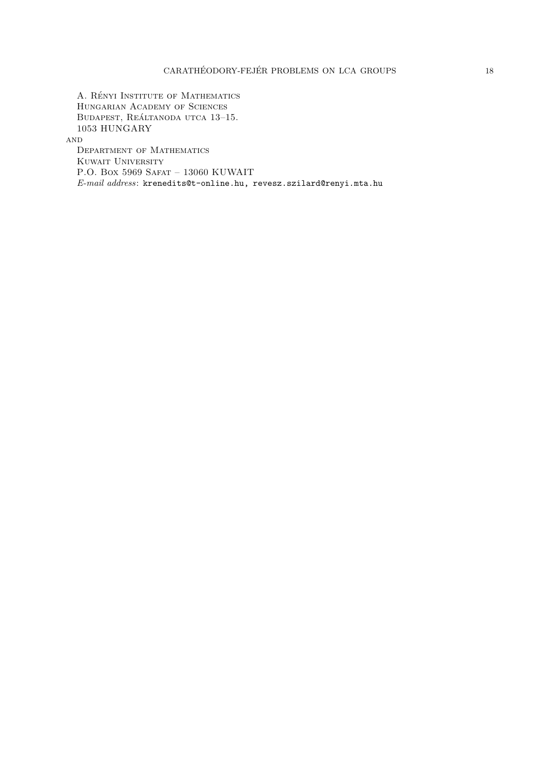A. Rényi Institute of Mathematics
Hungarian Academy of Sciences
Budapest, Reáltanoda utca 13–15.
1053 HUNGARY

and

Department of Mathematics
Kuwait University
P.O. Box 5969 Safat – 13060 KUWAIT

*E-mail address*: krenedits@t-online.hu, revesz.szilard@renyi.mta.hu